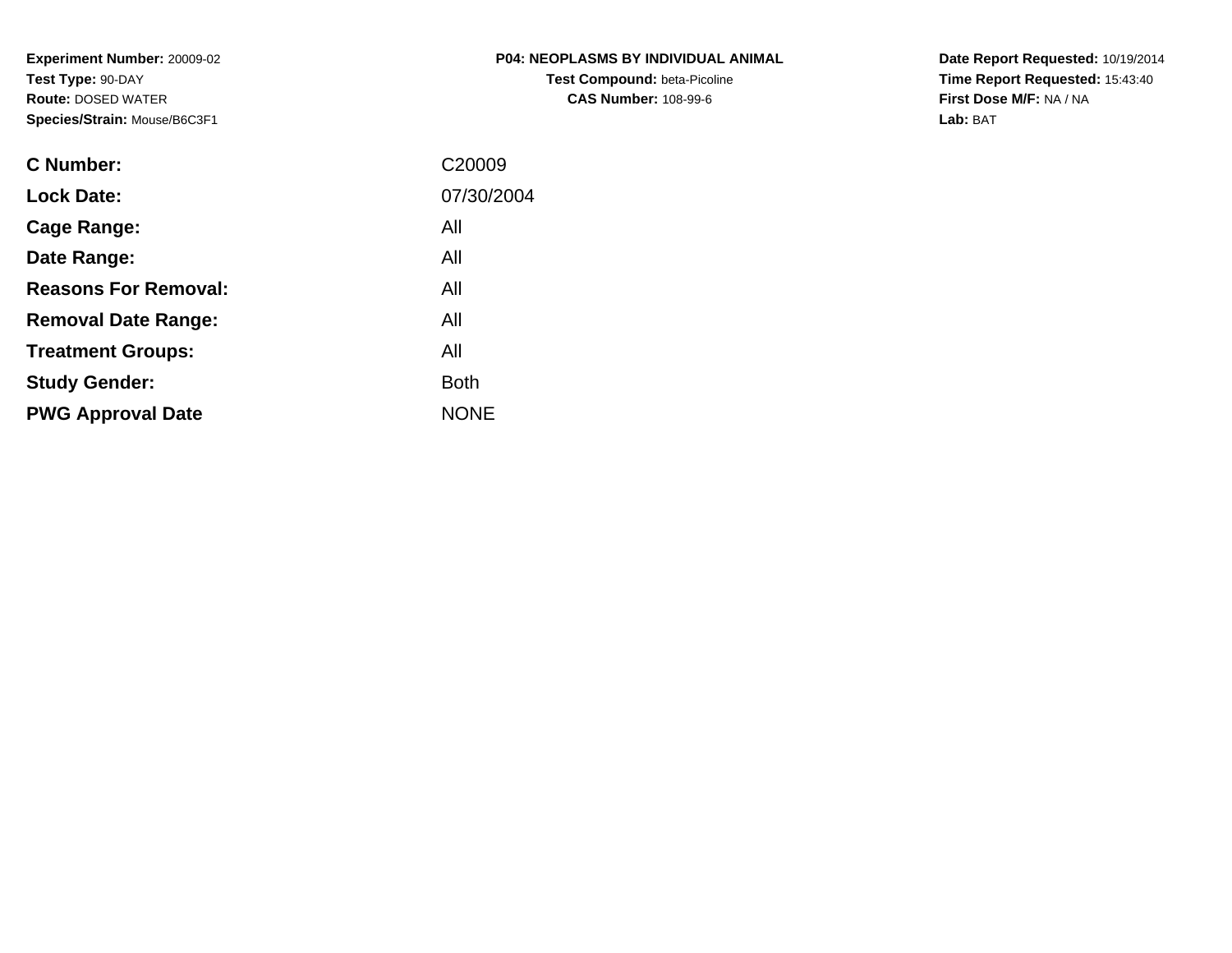**Experiment Number:** 20009-02
**Test Type:** 90-DAY
**Route:** DOSED WATER
**Species/Strain:** Mouse/B6C3F1

# P04: NEOPLASMS BY INDIVIDUAL ANIMAL

**Test Compound:** beta-Picoline
**CAS Number:** 108-99-6

**Date Report Requested:** 10/19/2014
**Time Report Requested:** 15:43:40
**First Dose M/F:** NA / NA
**Lab:** BAT

| | |
|---|---|
| **C Number:** | C20009 |
| **Lock Date:** | 07/30/2004 |
| **Cage Range:** | All |
| **Date Range:** | All |
| **Reasons For Removal:** | All |
| **Removal Date Range:** | All |
| **Treatment Groups:** | All |
| **Study Gender:** | Both |
| **PWG Approval Date** | NONE |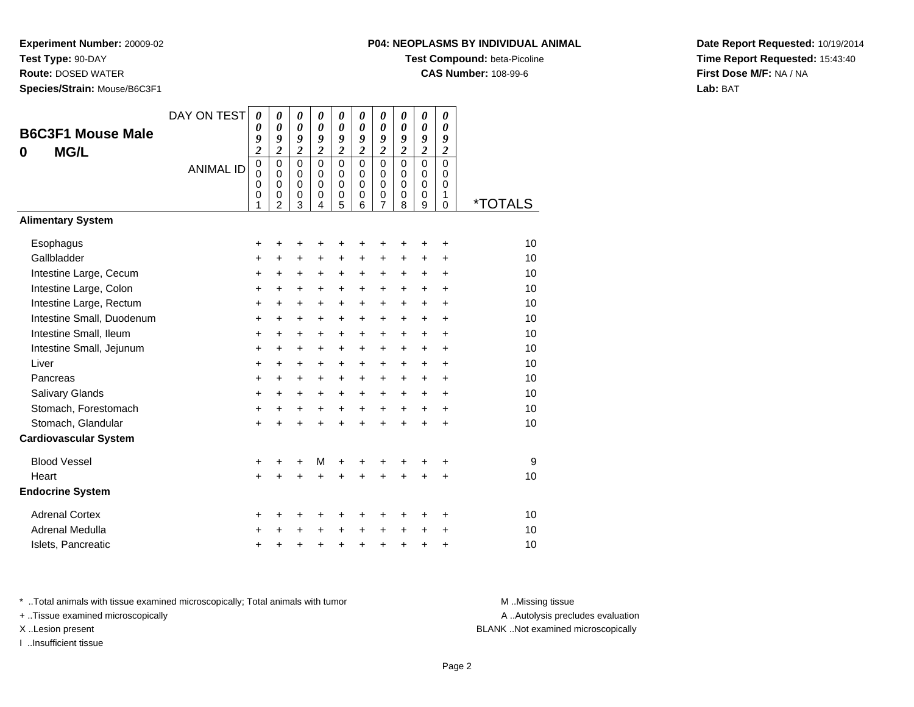**Experiment Number:** 20009-02
**Test Type:** 90-DAY
**Route:** DOSED WATER
**Species/Strain:** Mouse/B6C3F1

**P04: NEOPLASMS BY INDIVIDUAL ANIMAL**
**Test Compound:** beta-Picoline
**CAS Number:** 108-99-6

**Date Report Requested:** 10/19/2014
**Time Report Requested:** 15:43:40
**First Dose M/F:** NA / NA
**Lab:** BAT

## B6C3F1 Mouse Male
## 0 MG/L

| DAY ON TEST | 0092 | 0092 | 0092 | 0092 | 0092 | 0092 | 0092 | 0092 | 0092 | 0092 | |
|---|---|---|---|---|---|---|---|---|---|---|---|
| ANIMAL ID | 00001 | 00002 | 00003 | 00004 | 00005 | 00006 | 00007 | 00008 | 00009 | 00010 | *TOTALS |
| **Alimentary System** | | | | | | | | | | | |
| Esophagus | + | + | + | + | + | + | + | + | + | + | 10 |
| Gallbladder | + | + | + | + | + | + | + | + | + | + | 10 |
| Intestine Large, Cecum | + | + | + | + | + | + | + | + | + | + | 10 |
| Intestine Large, Colon | + | + | + | + | + | + | + | + | + | + | 10 |
| Intestine Large, Rectum | + | + | + | + | + | + | + | + | + | + | 10 |
| Intestine Small, Duodenum | + | + | + | + | + | + | + | + | + | + | 10 |
| Intestine Small, Ileum | + | + | + | + | + | + | + | + | + | + | 10 |
| Intestine Small, Jejunum | + | + | + | + | + | + | + | + | + | + | 10 |
| Liver | + | + | + | + | + | + | + | + | + | + | 10 |
| Pancreas | + | + | + | + | + | + | + | + | + | + | 10 |
| Salivary Glands | + | + | + | + | + | + | + | + | + | + | 10 |
| Stomach, Forestomach | + | + | + | + | + | + | + | + | + | + | 10 |
| Stomach, Glandular | + | + | + | + | + | + | + | + | + | + | 10 |
| **Cardiovascular System** | | | | | | | | | | | |
| Blood Vessel | + | + | + | M | + | + | + | + | + | + | 9 |
| Heart | + | + | + | + | + | + | + | + | + | + | 10 |
| **Endocrine System** | | | | | | | | | | | |
| Adrenal Cortex | + | + | + | + | + | + | + | + | + | + | 10 |
| Adrenal Medulla | + | + | + | + | + | + | + | + | + | + | 10 |
| Islets, Pancreatic | + | + | + | + | + | + | + | + | + | + | 10 |

\* ..Total animals with tissue examined microscopically; Total animals with tumor
\+ ..Tissue examined microscopically
X ..Lesion present
I ..Insufficient tissue

M ..Missing tissue
A ..Autolysis precludes evaluation
BLANK ..Not examined microscopically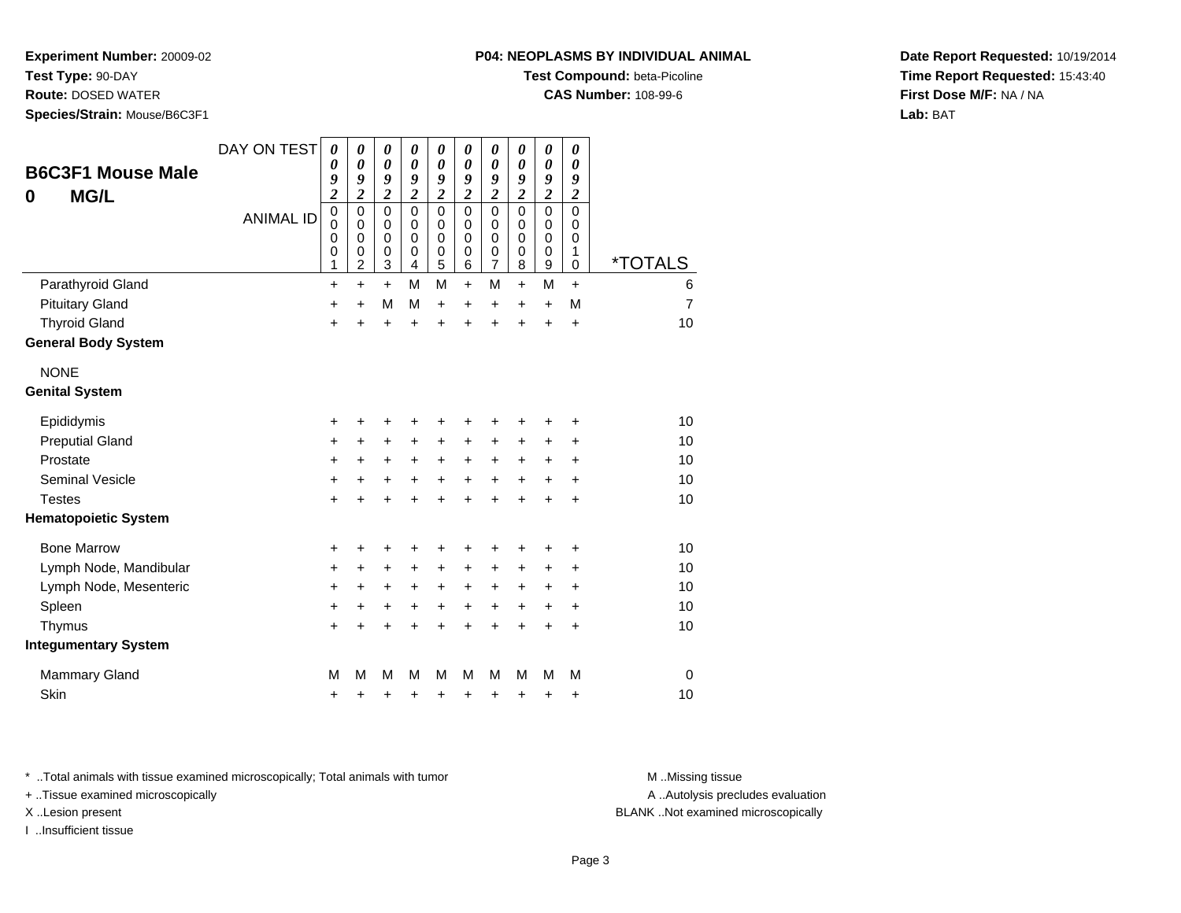**Experiment Number:** 20009-02
**Test Type:** 90-DAY
**Route:** DOSED WATER
**Species/Strain:** Mouse/B6C3F1

**P04: NEOPLASMS BY INDIVIDUAL ANIMAL**
**Test Compound:** beta-Picoline
**CAS Number:** 108-99-6

**Date Report Requested:** 10/19/2014
**Time Report Requested:** 15:43:40
**First Dose M/F:** NA / NA
**Lab:** BAT

## B6C3F1 Mouse Male
## 0 MG/L

| DAY ON TEST | 0092 | 0092 | 0092 | 0092 | 0092 | 0092 | 0092 | 0092 | 0092 | 0092 | |
|---|---|---|---|---|---|---|---|---|---|---|---|
| ANIMAL ID | 00001 | 00002 | 00003 | 00004 | 00005 | 00006 | 00007 | 00008 | 00009 | 00010 | *TOTALS |
| Parathyroid Gland | + | + | + | M | M | + | M | + | M | + | 6 |
| Pituitary Gland | + | + | M | M | + | + | + | + | + | M | 7 |
| Thyroid Gland | + | + | + | + | + | + | + | + | + | + | 10 |
| **General Body System** | | | | | | | | | | | |
| NONE | | | | | | | | | | | |
| **Genital System** | | | | | | | | | | | |
| Epididymis | + | + | + | + | + | + | + | + | + | + | 10 |
| Preputial Gland | + | + | + | + | + | + | + | + | + | + | 10 |
| Prostate | + | + | + | + | + | + | + | + | + | + | 10 |
| Seminal Vesicle | + | + | + | + | + | + | + | + | + | + | 10 |
| Testes | + | + | + | + | + | + | + | + | + | + | 10 |
| **Hematopoietic System** | | | | | | | | | | | |
| Bone Marrow | + | + | + | + | + | + | + | + | + | + | 10 |
| Lymph Node, Mandibular | + | + | + | + | + | + | + | + | + | + | 10 |
| Lymph Node, Mesenteric | + | + | + | + | + | + | + | + | + | + | 10 |
| Spleen | + | + | + | + | + | + | + | + | + | + | 10 |
| Thymus | + | + | + | + | + | + | + | + | + | + | 10 |
| **Integumentary System** | | | | | | | | | | | |
| Mammary Gland | M | M | M | M | M | M | M | M | M | M | 0 |
| Skin | + | + | + | + | + | + | + | + | + | + | 10 |

\* ..Total animals with tissue examined microscopically; Total animals with tumor
\+ ..Tissue examined microscopically
X ..Lesion present
I ..Insufficient tissue

M ..Missing tissue
A ..Autolysis precludes evaluation
BLANK ..Not examined microscopically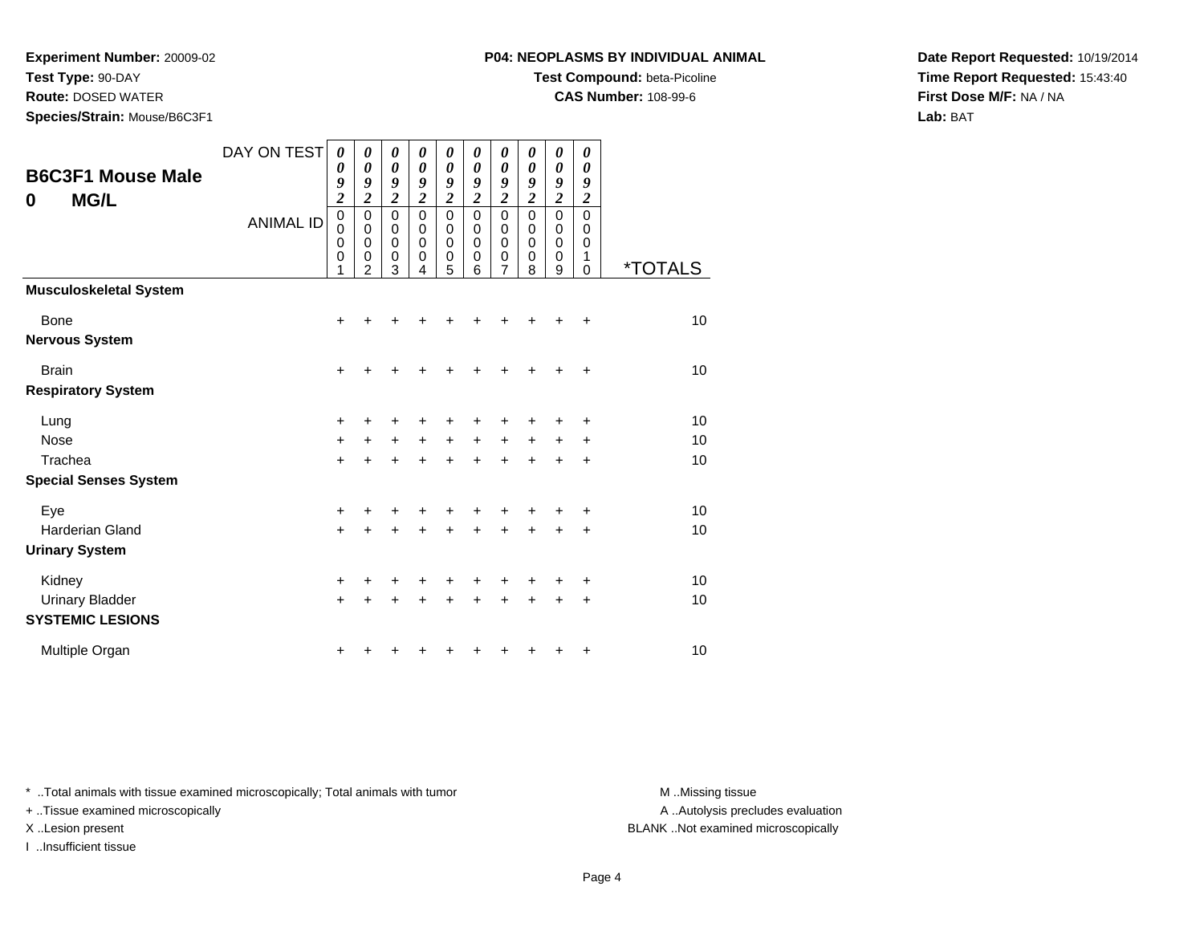**Experiment Number:** 20009-02
**Test Type:** 90-DAY
**Route:** DOSED WATER
**Species/Strain:** Mouse/B6C3F1

**P04: NEOPLASMS BY INDIVIDUAL ANIMAL**
**Test Compound:** beta-Picoline
**CAS Number:** 108-99-6

**Date Report Requested:** 10/19/2014
**Time Report Requested:** 15:43:40
**First Dose M/F:** NA / NA
**Lab:** BAT

## B6C3F1 Mouse Male
## 0 MG/L

| DAY ON TEST | 0092 | 0092 | 0092 | 0092 | 0092 | 0092 | 0092 | 0092 | 0092 | 0092 | |
|---|---|---|---|---|---|---|---|---|---|---|---|
| **ANIMAL ID** | 00001 | 00002 | 00003 | 00004 | 00005 | 00006 | 00007 | 00008 | 00009 | 00010 | ***TOTALS** |
| **Musculoskeletal System** | | | | | | | | | | | |
| Bone | + | + | + | + | + | + | + | + | + | + | 10 |
| **Nervous System** | | | | | | | | | | | |
| Brain | + | + | + | + | + | + | + | + | + | + | 10 |
| **Respiratory System** | | | | | | | | | | | |
| Lung | + | + | + | + | + | + | + | + | + | + | 10 |
| Nose | + | + | + | + | + | + | + | + | + | + | 10 |
| Trachea | + | + | + | + | + | + | + | + | + | + | 10 |
| **Special Senses System** | | | | | | | | | | | |
| Eye | + | + | + | + | + | + | + | + | + | + | 10 |
| Harderian Gland | + | + | + | + | + | + | + | + | + | + | 10 |
| **Urinary System** | | | | | | | | | | | |
| Kidney | + | + | + | + | + | + | + | + | + | + | 10 |
| Urinary Bladder | + | + | + | + | + | + | + | + | + | + | 10 |
| **SYSTEMIC LESIONS** | | | | | | | | | | | |
| Multiple Organ | + | + | + | + | + | + | + | + | + | + | 10 |

* ..Total animals with tissue examined microscopically; Total animals with tumor
+ ..Tissue examined microscopically
X ..Lesion present
I ..Insufficient tissue

M ..Missing tissue
A ..Autolysis precludes evaluation
BLANK ..Not examined microscopically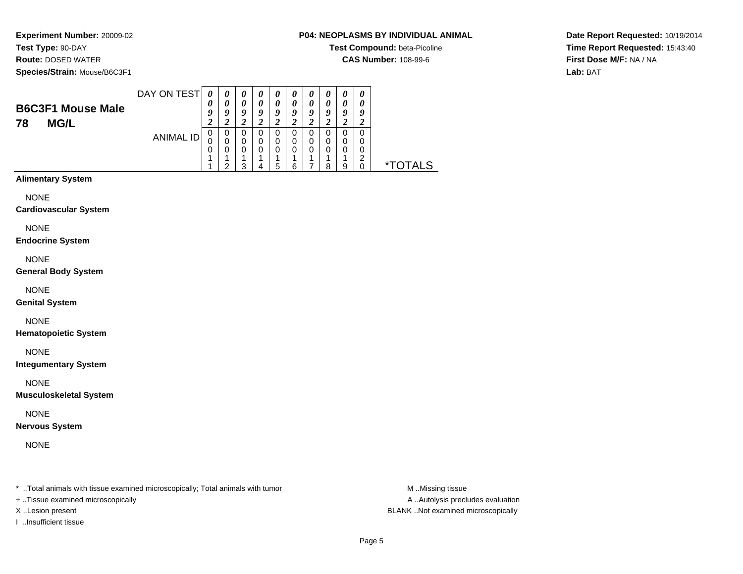**Experiment Number:** 20009-02
**Test Type:** 90-DAY
**Route:** DOSED WATER
**Species/Strain:** Mouse/B6C3F1

**P04: NEOPLASMS BY INDIVIDUAL ANIMAL**
**Test Compound:** beta-Picoline
**CAS Number:** 108-99-6

**Date Report Requested:** 10/19/2014
**Time Report Requested:** 15:43:40
**First Dose M/F:** NA / NA
**Lab:** BAT

## B6C3F1 Mouse Male
## 78 MG/L

| DAY ON TEST | 0092 | 0092 | 0092 | 0092 | 0092 | 0092 | 0092 | 0092 | 0092 | 0092 | |
|---|---|---|---|---|---|---|---|---|---|---|---|
| ANIMAL ID | 00011 | 00012 | 00013 | 00014 | 00015 | 00016 | 00017 | 00018 | 00019 | 00020 | *TOTALS |
| **Alimentary System** | | | | | | | | | | | |
| NONE | | | | | | | | | | | |
| **Cardiovascular System** | | | | | | | | | | | |
| NONE | | | | | | | | | | | |
| **Endocrine System** | | | | | | | | | | | |
| NONE | | | | | | | | | | | |
| **General Body System** | | | | | | | | | | | |
| NONE | | | | | | | | | | | |
| **Genital System** | | | | | | | | | | | |
| NONE | | | | | | | | | | | |
| **Hematopoietic System** | | | | | | | | | | | |
| NONE | | | | | | | | | | | |
| **Integumentary System** | | | | | | | | | | | |
| NONE | | | | | | | | | | | |
| **Musculoskeletal System** | | | | | | | | | | | |
| NONE | | | | | | | | | | | |
| **Nervous System** | | | | | | | | | | | |
| NONE | | | | | | | | | | | |

* ..Total animals with tissue examined microscopically; Total animals with tumor
+ ..Tissue examined microscopically
X ..Lesion present
I ..Insufficient tissue

M ..Missing tissue
A ..Autolysis precludes evaluation
BLANK ..Not examined microscopically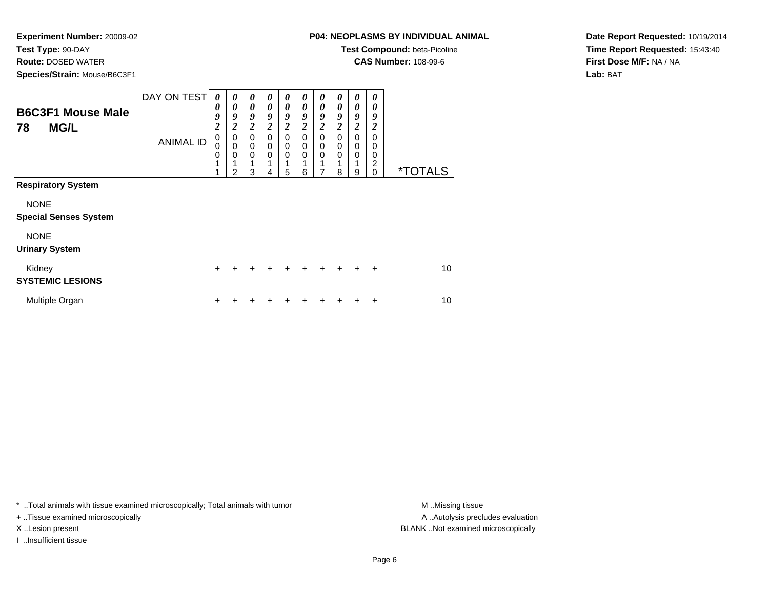**Experiment Number:** 20009-02
**Test Type:** 90-DAY
**Route:** DOSED WATER
**Species/Strain:** Mouse/B6C3F1

**P04: NEOPLASMS BY INDIVIDUAL ANIMAL**
**Test Compound:** beta-Picoline
**CAS Number:** 108-99-6

**Date Report Requested:** 10/19/2014
**Time Report Requested:** 15:43:40
**First Dose M/F:** NA / NA
**Lab:** BAT

## B6C3F1 Mouse Male 78 MG/L

| DAY ON TEST | 0092 | 0092 | 0092 | 0092 | 0092 | 0092 | 0092 | 0092 | 0092 | 0092 | |
|---|---|---|---|---|---|---|---|---|---|---|---|
| ANIMAL ID | 00011 | 00012 | 00013 | 00014 | 00015 | 00016 | 00017 | 00018 | 00019 | 00020 | *TOTALS |
| **Respiratory System** | | | | | | | | | | | |
| NONE | | | | | | | | | | | |
| **Special Senses System** | | | | | | | | | | | |
| NONE | | | | | | | | | | | |
| **Urinary System** | | | | | | | | | | | |
| Kidney | + | + | + | + | + | + | + | + | + | + | 10 |
| **SYSTEMIC LESIONS** | | | | | | | | | | | |
| Multiple Organ | + | + | + | + | + | + | + | + | + | + | 10 |

* ..Total animals with tissue examined microscopically; Total animals with tumor
+ ..Tissue examined microscopically
X ..Lesion present
I ..Insufficient tissue

M ..Missing tissue
A ..Autolysis precludes evaluation
BLANK ..Not examined microscopically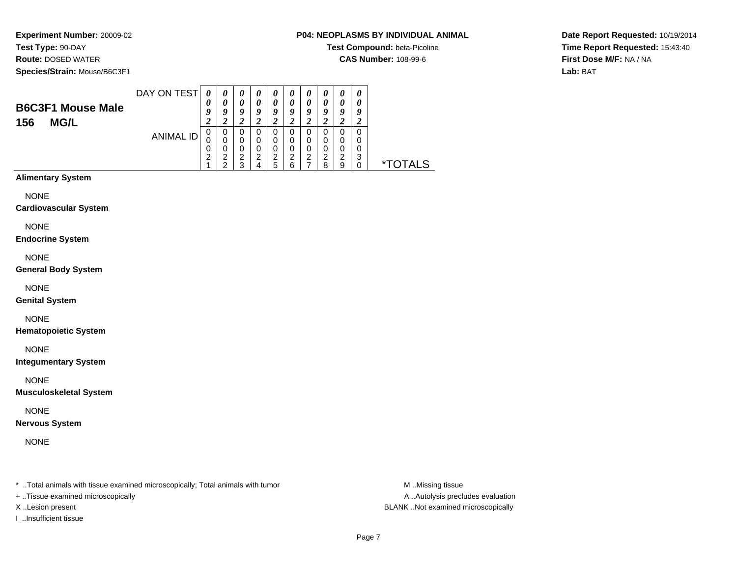**Experiment Number:** 20009-02
**Test Type:** 90-DAY
**Route:** DOSED WATER
**Species/Strain:** Mouse/B6C3F1

**P04: NEOPLASMS BY INDIVIDUAL ANIMAL**
**Test Compound:** beta-Picoline
**CAS Number:** 108-99-6

**Date Report Requested:** 10/19/2014
**Time Report Requested:** 15:43:40
**First Dose M/F:** NA / NA
**Lab:** BAT

## B6C3F1 Mouse Male
## 156 MG/L

| DAY ON TEST | 0092 | 0092 | 0092 | 0092 | 0092 | 0092 | 0092 | 0092 | 0092 | 0092 | |
|---|---|---|---|---|---|---|---|---|---|---|---|
| ANIMAL ID | 00021 | 00022 | 00023 | 00024 | 00025 | 00026 | 00027 | 00028 | 00029 | 00030 | *TOTALS |
| **Alimentary System** | | | | | | | | | | | |
| NONE | | | | | | | | | | | |
| **Cardiovascular System** | | | | | | | | | | | |
| NONE | | | | | | | | | | | |
| **Endocrine System** | | | | | | | | | | | |
| NONE | | | | | | | | | | | |
| **General Body System** | | | | | | | | | | | |
| NONE | | | | | | | | | | | |
| **Genital System** | | | | | | | | | | | |
| NONE | | | | | | | | | | | |
| **Hematopoietic System** | | | | | | | | | | | |
| NONE | | | | | | | | | | | |
| **Integumentary System** | | | | | | | | | | | |
| NONE | | | | | | | | | | | |
| **Musculoskeletal System** | | | | | | | | | | | |
| NONE | | | | | | | | | | | |
| **Nervous System** | | | | | | | | | | | |
| NONE | | | | | | | | | | | |

* ..Total animals with tissue examined microscopically; Total animals with tumor
+ ..Tissue examined microscopically
X ..Lesion present
I ..Insufficient tissue

M ..Missing tissue
A ..Autolysis precludes evaluation
BLANK ..Not examined microscopically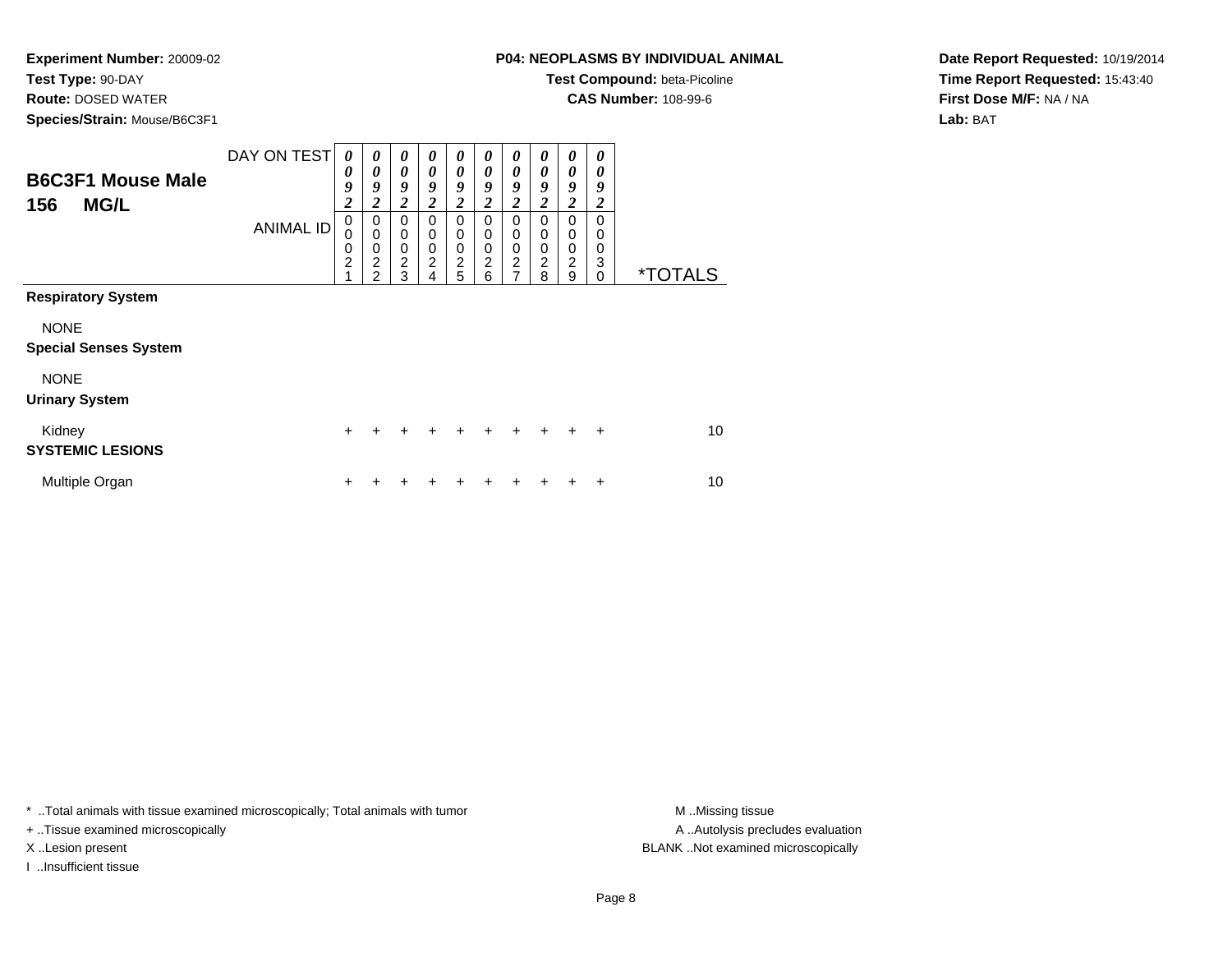**Experiment Number:** 20009-02
**Test Type:** 90-DAY
**Route:** DOSED WATER
**Species/Strain:** Mouse/B6C3F1

**P04: NEOPLASMS BY INDIVIDUAL ANIMAL**
**Test Compound:** beta-Picoline
**CAS Number:** 108-99-6

**Date Report Requested:** 10/19/2014
**Time Report Requested:** 15:43:40
**First Dose M/F:** NA / NA
**Lab:** BAT

## B6C3F1 Mouse Male
## 156 MG/L

| DAY ON TEST | 0092 | 0092 | 0092 | 0092 | 0092 | 0092 | 0092 | 0092 | 0092 | 0092 | |
|---|---|---|---|---|---|---|---|---|---|---|---|
| **ANIMAL ID** | 00021 | 00022 | 00023 | 00024 | 00025 | 00026 | 00027 | 00028 | 00029 | 00030 | ***TOTALS** |
| **Respiratory System** | | | | | | | | | | | |
| NONE | | | | | | | | | | | |
| **Special Senses System** | | | | | | | | | | | |
| NONE | | | | | | | | | | | |
| **Urinary System** | | | | | | | | | | | |
| Kidney | + | + | + | + | + | + | + | + | + | + | 10 |
| **SYSTEMIC LESIONS** | | | | | | | | | | | |
| Multiple Organ | + | + | + | + | + | + | + | + | + | + | 10 |

* ..Total animals with tissue examined microscopically; Total animals with tumor
+ ..Tissue examined microscopically
X ..Lesion present
I ..Insufficient tissue

M ..Missing tissue
A ..Autolysis precludes evaluation
BLANK ..Not examined microscopically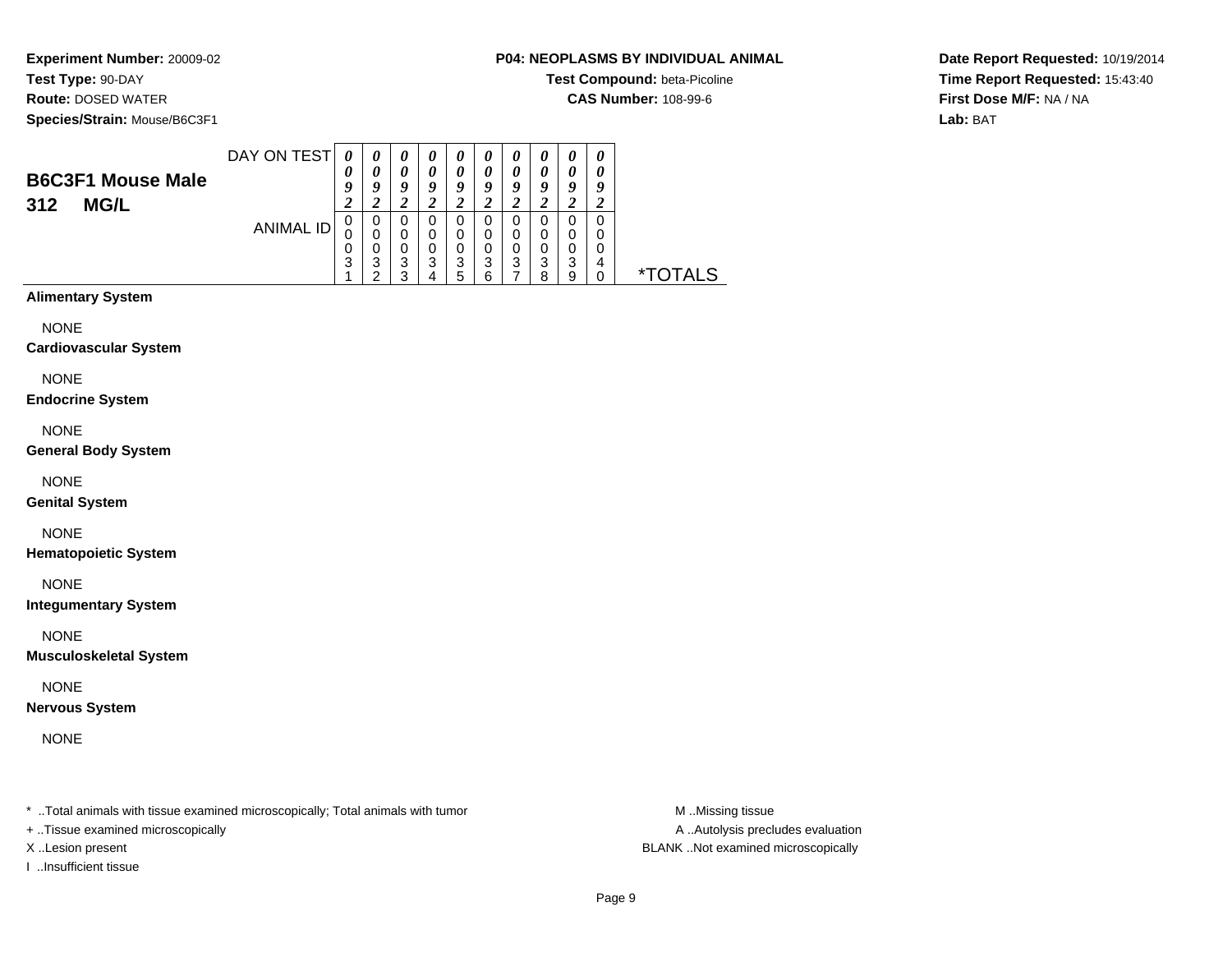**Experiment Number:** 20009-02
**Test Type:** 90-DAY
**Route:** DOSED WATER
**Species/Strain:** Mouse/B6C3F1

**P04: NEOPLASMS BY INDIVIDUAL ANIMAL**
**Test Compound:** beta-Picoline
**CAS Number:** 108-99-6

**Date Report Requested:** 10/19/2014
**Time Report Requested:** 15:43:40
**First Dose M/F:** NA / NA
**Lab:** BAT

## B6C3F1 Mouse Male 312 MG/L

| DAY ON TEST | 092 | 092 | 092 | 092 | 092 | 092 | 092 | 092 | 092 | 092 | |
|---|---|---|---|---|---|---|---|---|---|---|---|
| ANIMAL ID | 00031 | 00032 | 00033 | 00034 | 00035 | 00036 | 00037 | 00038 | 00039 | 00040 | *TOTALS |
| **Alimentary System** | | | | | | | | | | | |
| NONE | | | | | | | | | | | |
| **Cardiovascular System** | | | | | | | | | | | |
| NONE | | | | | | | | | | | |
| **Endocrine System** | | | | | | | | | | | |
| NONE | | | | | | | | | | | |
| **General Body System** | | | | | | | | | | | |
| NONE | | | | | | | | | | | |
| **Genital System** | | | | | | | | | | | |
| NONE | | | | | | | | | | | |
| **Hematopoietic System** | | | | | | | | | | | |
| NONE | | | | | | | | | | | |
| **Integumentary System** | | | | | | | | | | | |
| NONE | | | | | | | | | | | |
| **Musculoskeletal System** | | | | | | | | | | | |
| NONE | | | | | | | | | | | |
| **Nervous System** | | | | | | | | | | | |
| NONE | | | | | | | | | | | |

* ..Total animals with tissue examined microscopically; Total animals with tumor
+ ..Tissue examined microscopically
X ..Lesion present
I ..Insufficient tissue

M ..Missing tissue
A ..Autolysis precludes evaluation
BLANK ..Not examined microscopically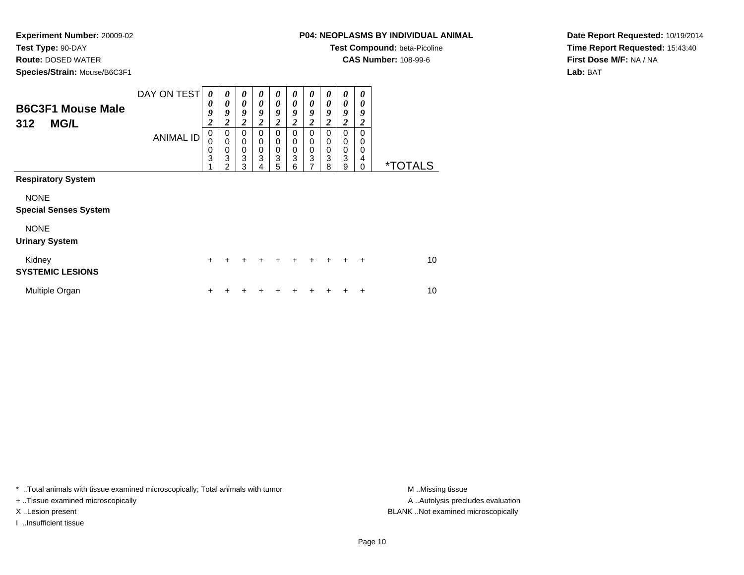**Experiment Number:** 20009-02
**Test Type:** 90-DAY
**Route:** DOSED WATER
**Species/Strain:** Mouse/B6C3F1

**P04: NEOPLASMS BY INDIVIDUAL ANIMAL**
**Test Compound:** beta-Picoline
**CAS Number:** 108-99-6

**Date Report Requested:** 10/19/2014
**Time Report Requested:** 15:43:40
**First Dose M/F:** NA / NA
**Lab:** BAT

## B6C3F1 Mouse Male 312 MG/L

| DAY ON TEST | 0092 | 0092 | 0092 | 0092 | 0092 | 0092 | 0092 | 0092 | 0092 | 0092 | |
|---|---|---|---|---|---|---|---|---|---|---|---|
| ANIMAL ID | 00031 | 00032 | 00033 | 00034 | 00035 | 00036 | 00037 | 00038 | 00039 | 00040 | *TOTALS |
| **Respiratory System** | | | | | | | | | | | |
| NONE | | | | | | | | | | | |
| **Special Senses System** | | | | | | | | | | | |
| NONE | | | | | | | | | | | |
| **Urinary System** | | | | | | | | | | | |
| Kidney | + | + | + | + | + | + | + | + | + | + | 10 |
| **SYSTEMIC LESIONS** | | | | | | | | | | | |
| Multiple Organ | + | + | + | + | + | + | + | + | + | + | 10 |

* ..Total animals with tissue examined microscopically; Total animals with tumor
+ ..Tissue examined microscopically
X ..Lesion present
I ..Insufficient tissue

M ..Missing tissue
A ..Autolysis precludes evaluation
BLANK ..Not examined microscopically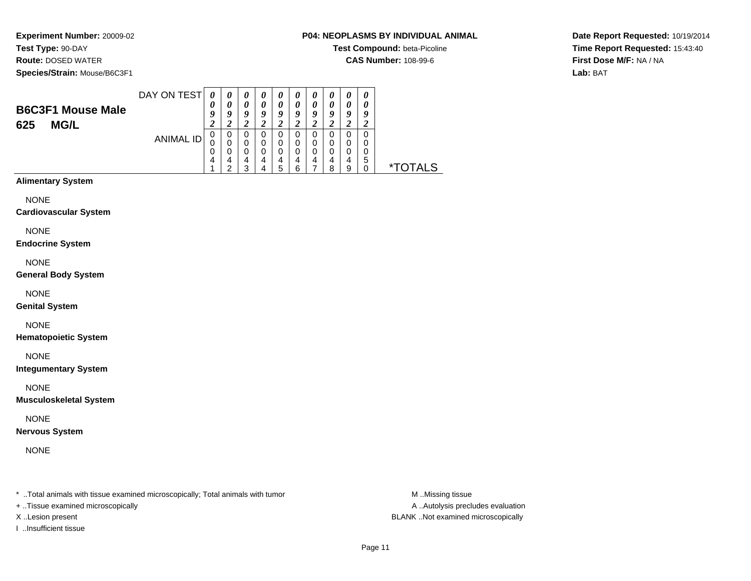**Experiment Number:** 20009-02
**Test Type:** 90-DAY
**Route:** DOSED WATER
**Species/Strain:** Mouse/B6C3F1

**P04: NEOPLASMS BY INDIVIDUAL ANIMAL**
**Test Compound:** beta-Picoline
**CAS Number:** 108-99-6

**Date Report Requested:** 10/19/2014
**Time Report Requested:** 15:43:40
**First Dose M/F:** NA / NA
**Lab:** BAT

## B6C3F1 Mouse Male
## 625 MG/L

| DAY ON TEST | 0092 | 0092 | 0092 | 0092 | 0092 | 0092 | 0092 | 0092 | 0092 | 0092 | |
|---|---|---|---|---|---|---|---|---|---|---|---|
| ANIMAL ID | 00041 | 00042 | 00043 | 00044 | 00045 | 00046 | 00047 | 00048 | 00049 | 00050 | *TOTALS |
| **Alimentary System** | | | | | | | | | | | |
| NONE | | | | | | | | | | | |
| **Cardiovascular System** | | | | | | | | | | | |
| NONE | | | | | | | | | | | |
| **Endocrine System** | | | | | | | | | | | |
| NONE | | | | | | | | | | | |
| **General Body System** | | | | | | | | | | | |
| NONE | | | | | | | | | | | |
| **Genital System** | | | | | | | | | | | |
| NONE | | | | | | | | | | | |
| **Hematopoietic System** | | | | | | | | | | | |
| NONE | | | | | | | | | | | |
| **Integumentary System** | | | | | | | | | | | |
| NONE | | | | | | | | | | | |
| **Musculoskeletal System** | | | | | | | | | | | |
| NONE | | | | | | | | | | | |
| **Nervous System** | | | | | | | | | | | |
| NONE | | | | | | | | | | | |

\* ..Total animals with tissue examined microscopically; Total animals with tumor
+ ..Tissue examined microscopically
X ..Lesion present
I ..Insufficient tissue

M ..Missing tissue
A ..Autolysis precludes evaluation
BLANK ..Not examined microscopically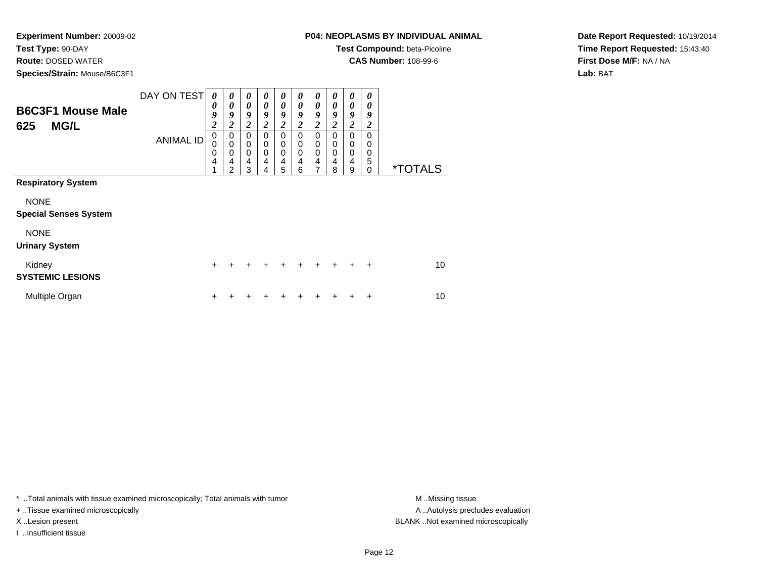**Experiment Number:** 20009-02
**Test Type:** 90-DAY
**Route:** DOSED WATER
**Species/Strain:** Mouse/B6C3F1

**P04: NEOPLASMS BY INDIVIDUAL ANIMAL**
**Test Compound:** beta-Picoline
**CAS Number:** 108-99-6

**Date Report Requested:** 10/19/2014
**Time Report Requested:** 15:43:40
**First Dose M/F:** NA / NA
**Lab:** BAT

## B6C3F1 Mouse Male 625 MG/L

| DAY ON TEST | 0092 | 0092 | 0092 | 0092 | 0092 | 0092 | 0092 | 0092 | 0092 | 0092 | |
|---|---|---|---|---|---|---|---|---|---|---|---|
| ANIMAL ID | 00041 | 00042 | 00043 | 00044 | 00045 | 00046 | 00047 | 00048 | 00049 | 00050 | *TOTALS |
| **Respiratory System** | | | | | | | | | | | |
| NONE | | | | | | | | | | | |
| **Special Senses System** | | | | | | | | | | | |
| NONE | | | | | | | | | | | |
| **Urinary System** | | | | | | | | | | | |
| Kidney | + | + | + | + | + | + | + | + | + | + | 10 |
| **SYSTEMIC LESIONS** | | | | | | | | | | | |
| Multiple Organ | + | + | + | + | + | + | + | + | + | + | 10 |

* ..Total animals with tissue examined microscopically; Total animals with tumor
+ ..Tissue examined microscopically
X ..Lesion present
I ..Insufficient tissue

M ..Missing tissue
A ..Autolysis precludes evaluation
BLANK ..Not examined microscopically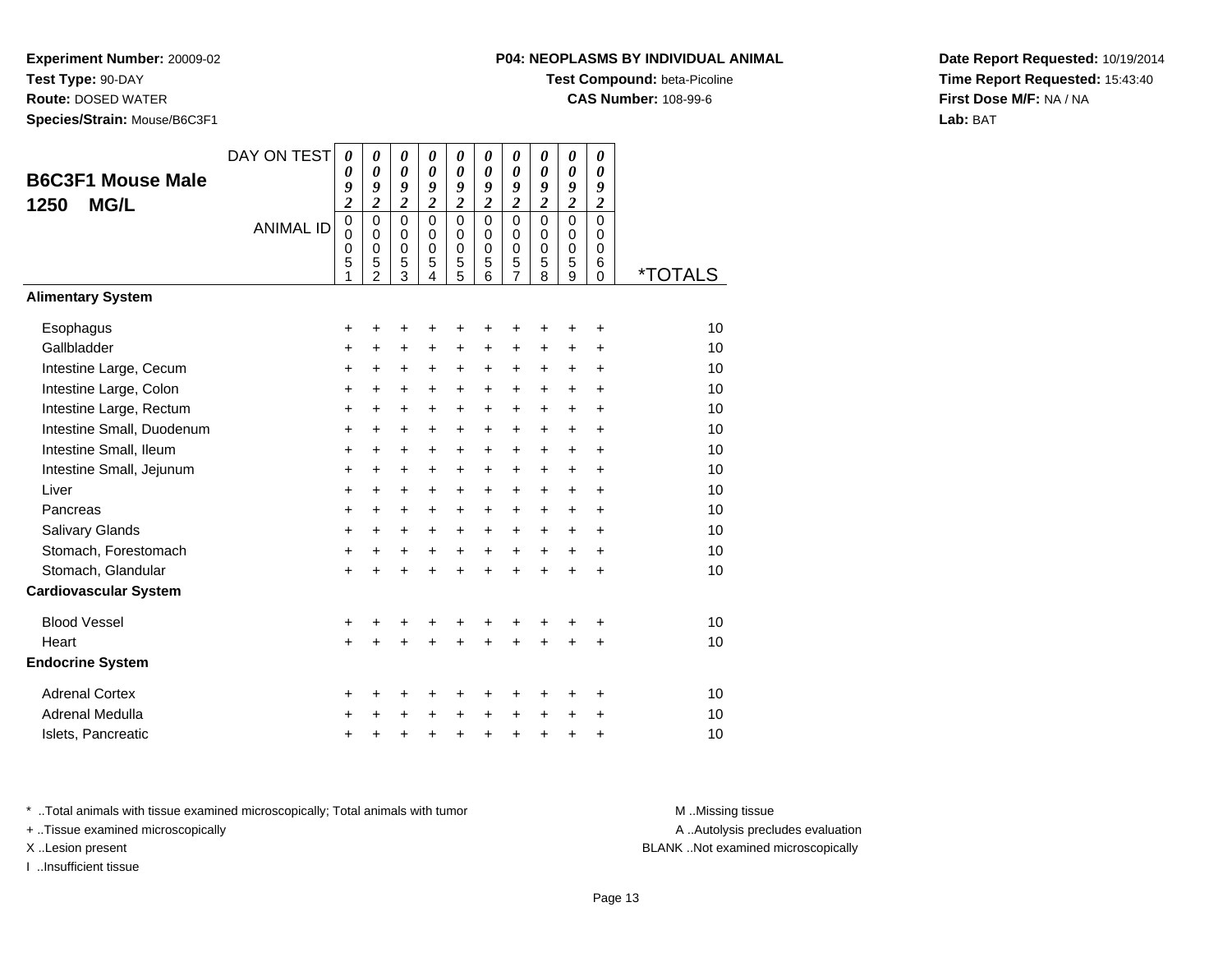**Experiment Number:** 20009-02
**Test Type:** 90-DAY
**Route:** DOSED WATER
**Species/Strain:** Mouse/B6C3F1

**P04: NEOPLASMS BY INDIVIDUAL ANIMAL**
**Test Compound:** beta-Picoline
**CAS Number:** 108-99-6

**Date Report Requested:** 10/19/2014
**Time Report Requested:** 15:43:40
**First Dose M/F:** NA / NA
**Lab:** BAT

## B6C3F1 Mouse Male 1250 MG/L

| DAY ON TEST | 0092 | 0092 | 0092 | 0092 | 0092 | 0092 | 0092 | 0092 | 0092 | 0092 | |
|---|---|---|---|---|---|---|---|---|---|---|---|
| ANIMAL ID | 00051 | 00052 | 00053 | 00054 | 00055 | 00056 | 00057 | 00058 | 00059 | 00060 | *TOTALS |
| **Alimentary System** | | | | | | | | | | | |
| Esophagus | + | + | + | + | + | + | + | + | + | + | 10 |
| Gallbladder | + | + | + | + | + | + | + | + | + | + | 10 |
| Intestine Large, Cecum | + | + | + | + | + | + | + | + | + | + | 10 |
| Intestine Large, Colon | + | + | + | + | + | + | + | + | + | + | 10 |
| Intestine Large, Rectum | + | + | + | + | + | + | + | + | + | + | 10 |
| Intestine Small, Duodenum | + | + | + | + | + | + | + | + | + | + | 10 |
| Intestine Small, Ileum | + | + | + | + | + | + | + | + | + | + | 10 |
| Intestine Small, Jejunum | + | + | + | + | + | + | + | + | + | + | 10 |
| Liver | + | + | + | + | + | + | + | + | + | + | 10 |
| Pancreas | + | + | + | + | + | + | + | + | + | + | 10 |
| Salivary Glands | + | + | + | + | + | + | + | + | + | + | 10 |
| Stomach, Forestomach | + | + | + | + | + | + | + | + | + | + | 10 |
| Stomach, Glandular | + | + | + | + | + | + | + | + | + | + | 10 |
| **Cardiovascular System** | | | | | | | | | | | |
| Blood Vessel | + | + | + | + | + | + | + | + | + | + | 10 |
| Heart | + | + | + | + | + | + | + | + | + | + | 10 |
| **Endocrine System** | | | | | | | | | | | |
| Adrenal Cortex | + | + | + | + | + | + | + | + | + | + | 10 |
| Adrenal Medulla | + | + | + | + | + | + | + | + | + | + | 10 |
| Islets, Pancreatic | + | + | + | + | + | + | + | + | + | + | 10 |

\* ..Total animals with tissue examined microscopically; Total animals with tumor
\+ ..Tissue examined microscopically
X ..Lesion present
I ..Insufficient tissue

M ..Missing tissue
A ..Autolysis precludes evaluation
BLANK ..Not examined microscopically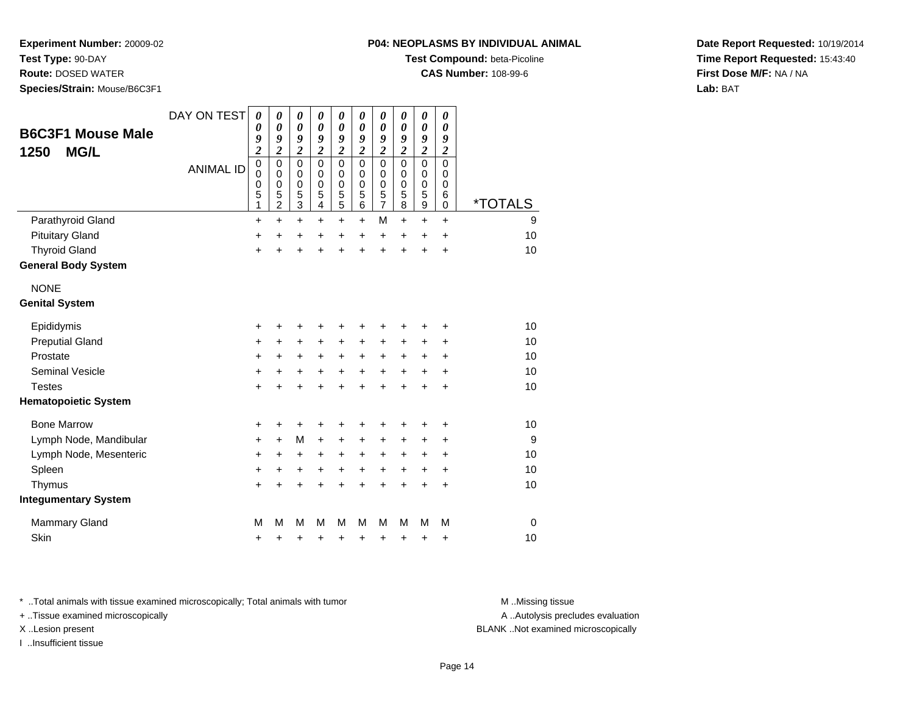**Experiment Number:** 20009-02
**Test Type:** 90-DAY
**Route:** DOSED WATER
**Species/Strain:** Mouse/B6C3F1

**P04: NEOPLASMS BY INDIVIDUAL ANIMAL**
**Test Compound:** beta-Picoline
**CAS Number:** 108-99-6

**Date Report Requested:** 10/19/2014
**Time Report Requested:** 15:43:40
**First Dose M/F:** NA / NA
**Lab:** BAT

## B6C3F1 Mouse Male 1250 MG/L

| DAY ON TEST | 0092 | 0092 | 0092 | 0092 | 0092 | 0092 | 0092 | 0092 | 0092 | 0092 | |
|---|---|---|---|---|---|---|---|---|---|---|---|
| **ANIMAL ID** | 00051 | 00052 | 00053 | 00054 | 00055 | 00056 | 00057 | 00058 | 00059 | 00060 | ***TOTALS** |
| Parathyroid Gland | + | + | + | + | + | + | M | + | + | + | 9 |
| Pituitary Gland | + | + | + | + | + | + | + | + | + | + | 10 |
| Thyroid Gland | + | + | + | + | + | + | + | + | + | + | 10 |
| **General Body System** | | | | | | | | | | | |
| NONE | | | | | | | | | | | |
| **Genital System** | | | | | | | | | | | |
| Epididymis | + | + | + | + | + | + | + | + | + | + | 10 |
| Preputial Gland | + | + | + | + | + | + | + | + | + | + | 10 |
| Prostate | + | + | + | + | + | + | + | + | + | + | 10 |
| Seminal Vesicle | + | + | + | + | + | + | + | + | + | + | 10 |
| Testes | + | + | + | + | + | + | + | + | + | + | 10 |
| **Hematopoietic System** | | | | | | | | | | | |
| Bone Marrow | + | + | + | + | + | + | + | + | + | + | 10 |
| Lymph Node, Mandibular | + | + | M | + | + | + | + | + | + | + | 9 |
| Lymph Node, Mesenteric | + | + | + | + | + | + | + | + | + | + | 10 |
| Spleen | + | + | + | + | + | + | + | + | + | + | 10 |
| Thymus | + | + | + | + | + | + | + | + | + | + | 10 |
| **Integumentary System** | | | | | | | | | | | |
| Mammary Gland | M | M | M | M | M | M | M | M | M | M | 0 |
| Skin | + | + | + | + | + | + | + | + | + | + | 10 |

* ..Total animals with tissue examined microscopically; Total animals with tumor
+ ..Tissue examined microscopically
X ..Lesion present
I ..Insufficient tissue

M ..Missing tissue
A ..Autolysis precludes evaluation
BLANK ..Not examined microscopically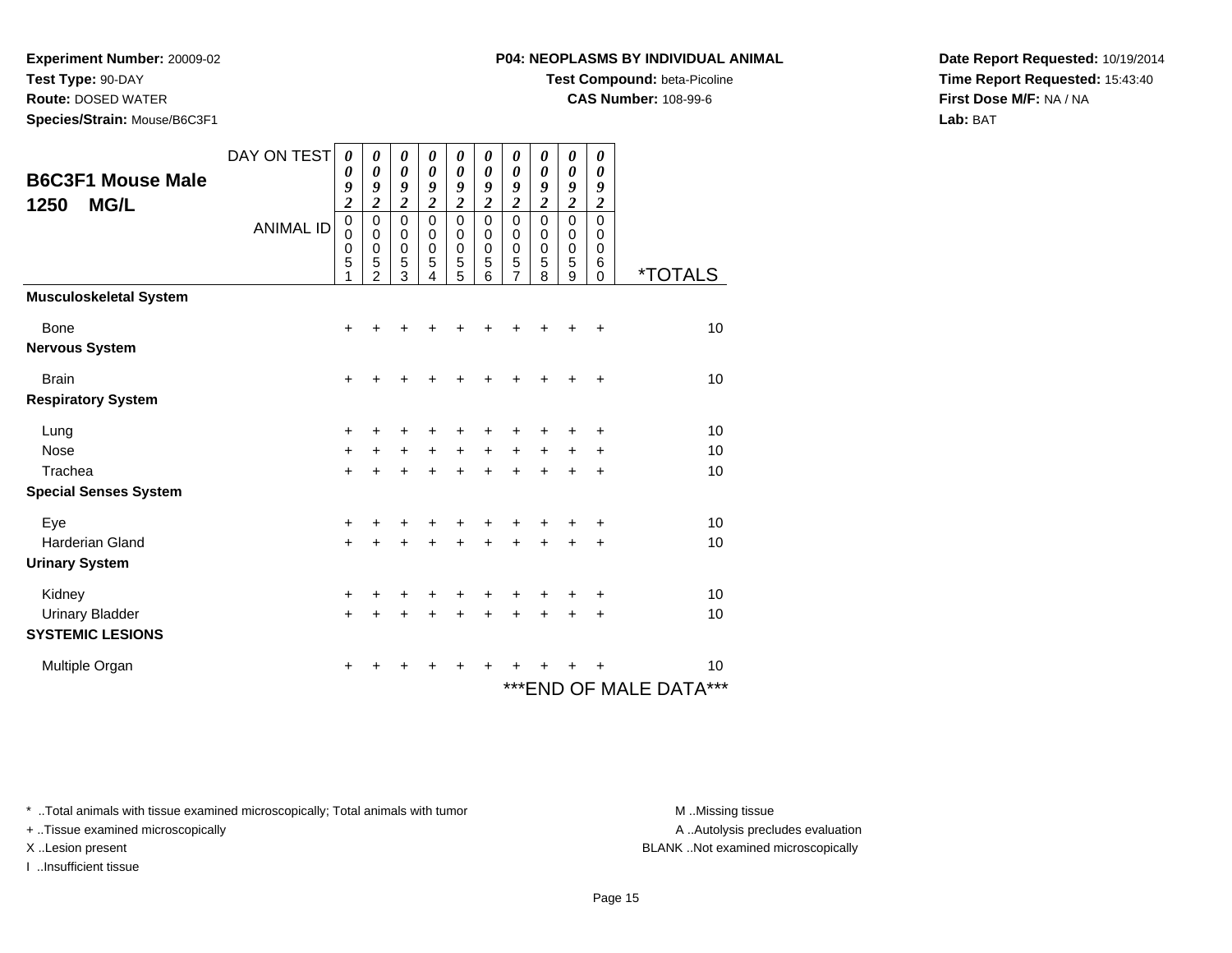**Experiment Number:** 20009-02
**Test Type:** 90-DAY
**Route:** DOSED WATER
**Species/Strain:** Mouse/B6C3F1

**P04: NEOPLASMS BY INDIVIDUAL ANIMAL**
**Test Compound:** beta-Picoline
**CAS Number:** 108-99-6

**Date Report Requested:** 10/19/2014
**Time Report Requested:** 15:43:40
**First Dose M/F:** NA / NA
**Lab:** BAT

## B6C3F1 Mouse Male 1250 MG/L

| DAY ON TEST | 0092 | 0092 | 0092 | 0092 | 0092 | 0092 | 0092 | 0092 | 0092 | 0092 | |
|---|---|---|---|---|---|---|---|---|---|---|---|
| ANIMAL ID | 00051 | 00052 | 00053 | 00054 | 00055 | 00056 | 00057 | 00058 | 00059 | 00060 | *TOTALS |
| **Musculoskeletal System** | | | | | | | | | | | |
| Bone | + | + | + | + | + | + | + | + | + | + | 10 |
| **Nervous System** | | | | | | | | | | | |
| Brain | + | + | + | + | + | + | + | + | + | + | 10 |
| **Respiratory System** | | | | | | | | | | | |
| Lung | + | + | + | + | + | + | + | + | + | + | 10 |
| Nose | + | + | + | + | + | + | + | + | + | + | 10 |
| Trachea | + | + | + | + | + | + | + | + | + | + | 10 |
| **Special Senses System** | | | | | | | | | | | |
| Eye | + | + | + | + | + | + | + | + | + | + | 10 |
| Harderian Gland | + | + | + | + | + | + | + | + | + | + | 10 |
| **Urinary System** | | | | | | | | | | | |
| Kidney | + | + | + | + | + | + | + | + | + | + | 10 |
| Urinary Bladder | + | + | + | + | + | + | + | + | + | + | 10 |
| **SYSTEMIC LESIONS** | | | | | | | | | | | |
| Multiple Organ | + | + | + | + | + | + | + | + | + | + | 10 |

***END OF MALE DATA***

* ..Total animals with tissue examined microscopically; Total animals with tumor
+ ..Tissue examined microscopically
X ..Lesion present
I ..Insufficient tissue

M ..Missing tissue
A ..Autolysis precludes evaluation
BLANK ..Not examined microscopically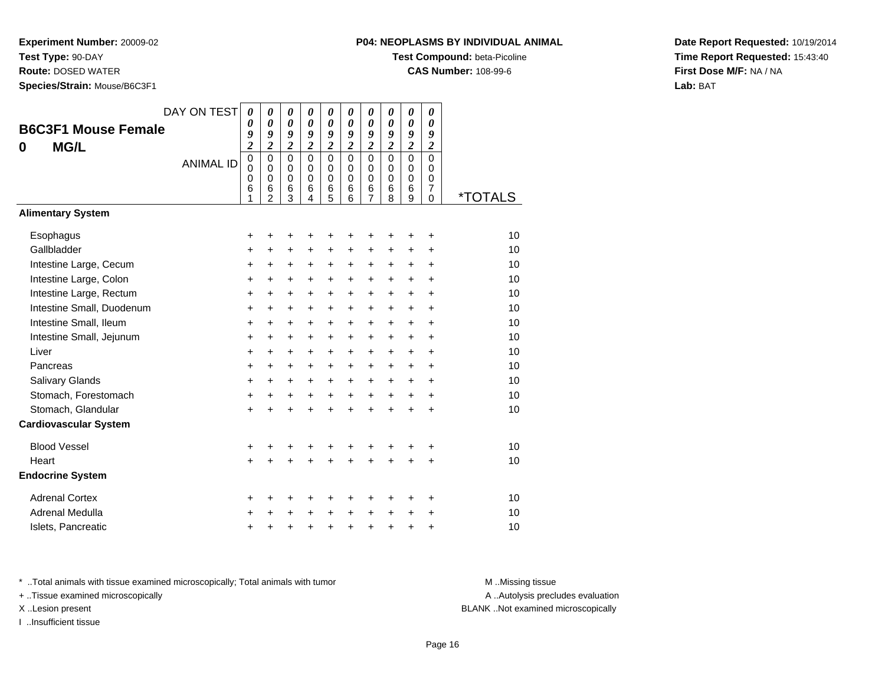**Experiment Number:** 20009-02
**Test Type:** 90-DAY
**Route:** DOSED WATER
**Species/Strain:** Mouse/B6C3F1

**P04: NEOPLASMS BY INDIVIDUAL ANIMAL**
**Test Compound:** beta-Picoline
**CAS Number:** 108-99-6

**Date Report Requested:** 10/19/2014
**Time Report Requested:** 15:43:40
**First Dose M/F:** NA / NA
**Lab:** BAT

## B6C3F1 Mouse Female
## 0 MG/L

| DAY ON TEST | 0092 | 0092 | 0092 | 0092 | 0092 | 0092 | 0092 | 0092 | 0092 | 0092 | |
|---|---|---|---|---|---|---|---|---|---|---|---|
| ANIMAL ID | 00061 | 00062 | 00063 | 00064 | 00065 | 00066 | 00067 | 00068 | 00069 | 00070 | *TOTALS |
| **Alimentary System** | | | | | | | | | | | |
| Esophagus | + | + | + | + | + | + | + | + | + | + | 10 |
| Gallbladder | + | + | + | + | + | + | + | + | + | + | 10 |
| Intestine Large, Cecum | + | + | + | + | + | + | + | + | + | + | 10 |
| Intestine Large, Colon | + | + | + | + | + | + | + | + | + | + | 10 |
| Intestine Large, Rectum | + | + | + | + | + | + | + | + | + | + | 10 |
| Intestine Small, Duodenum | + | + | + | + | + | + | + | + | + | + | 10 |
| Intestine Small, Ileum | + | + | + | + | + | + | + | + | + | + | 10 |
| Intestine Small, Jejunum | + | + | + | + | + | + | + | + | + | + | 10 |
| Liver | + | + | + | + | + | + | + | + | + | + | 10 |
| Pancreas | + | + | + | + | + | + | + | + | + | + | 10 |
| Salivary Glands | + | + | + | + | + | + | + | + | + | + | 10 |
| Stomach, Forestomach | + | + | + | + | + | + | + | + | + | + | 10 |
| Stomach, Glandular | + | + | + | + | + | + | + | + | + | + | 10 |
| **Cardiovascular System** | | | | | | | | | | | |
| Blood Vessel | + | + | + | + | + | + | + | + | + | + | 10 |
| Heart | + | + | + | + | + | + | + | + | + | + | 10 |
| **Endocrine System** | | | | | | | | | | | |
| Adrenal Cortex | + | + | + | + | + | + | + | + | + | + | 10 |
| Adrenal Medulla | + | + | + | + | + | + | + | + | + | + | 10 |
| Islets, Pancreatic | + | + | + | + | + | + | + | + | + | + | 10 |

* ..Total animals with tissue examined microscopically; Total animals with tumor
+ ..Tissue examined microscopically
X ..Lesion present
I ..Insufficient tissue

M ..Missing tissue
A ..Autolysis precludes evaluation
BLANK ..Not examined microscopically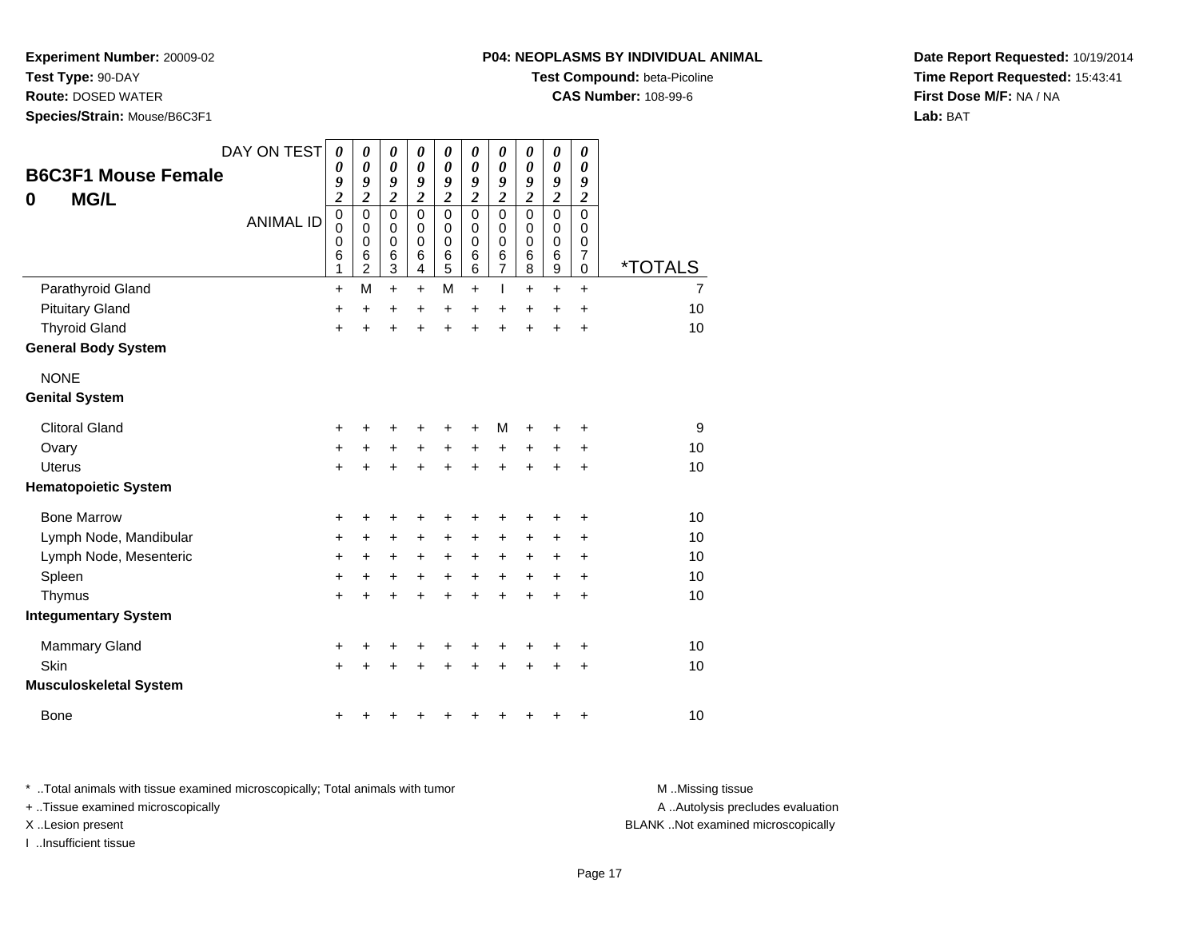**Experiment Number:** 20009-02
**Test Type:** 90-DAY
**Route:** DOSED WATER
**Species/Strain:** Mouse/B6C3F1

**P04: NEOPLASMS BY INDIVIDUAL ANIMAL**
**Test Compound:** beta-Picoline
**CAS Number:** 108-99-6

**Date Report Requested:** 10/19/2014
**Time Report Requested:** 15:43:41
**First Dose M/F:** NA / NA
**Lab:** BAT

## B6C3F1 Mouse Female
## 0 MG/L

| DAY ON TEST | 0092 | 0092 | 0092 | 0092 | 0092 | 0092 | 0092 | 0092 | 0092 | 0092 | |
|---|---|---|---|---|---|---|---|---|---|---|---|
| ANIMAL ID | 00061 | 00062 | 00063 | 00064 | 00065 | 00066 | 00067 | 00068 | 00069 | 00070 | *TOTALS |
| Parathyroid Gland | + | M | + | + | M | + | I | + | + | + | 7 |
| Pituitary Gland | + | + | + | + | + | + | + | + | + | + | 10 |
| Thyroid Gland | + | + | + | + | + | + | + | + | + | + | 10 |
| **General Body System** | | | | | | | | | | | |
| NONE | | | | | | | | | | | |
| **Genital System** | | | | | | | | | | | |
| Clitoral Gland | + | + | + | + | + | + | M | + | + | + | 9 |
| Ovary | + | + | + | + | + | + | + | + | + | + | 10 |
| Uterus | + | + | + | + | + | + | + | + | + | + | 10 |
| **Hematopoietic System** | | | | | | | | | | | |
| Bone Marrow | + | + | + | + | + | + | + | + | + | + | 10 |
| Lymph Node, Mandibular | + | + | + | + | + | + | + | + | + | + | 10 |
| Lymph Node, Mesenteric | + | + | + | + | + | + | + | + | + | + | 10 |
| Spleen | + | + | + | + | + | + | + | + | + | + | 10 |
| Thymus | + | + | + | + | + | + | + | + | + | + | 10 |
| **Integumentary System** | | | | | | | | | | | |
| Mammary Gland | + | + | + | + | + | + | + | + | + | + | 10 |
| Skin | + | + | + | + | + | + | + | + | + | + | 10 |
| **Musculoskeletal System** | | | | | | | | | | | |
| Bone | + | + | + | + | + | + | + | + | + | + | 10 |

* ..Total animals with tissue examined microscopically; Total animals with tumor
+ ..Tissue examined microscopically
X ..Lesion present
I ..Insufficient tissue

M ..Missing tissue
A ..Autolysis precludes evaluation
BLANK ..Not examined microscopically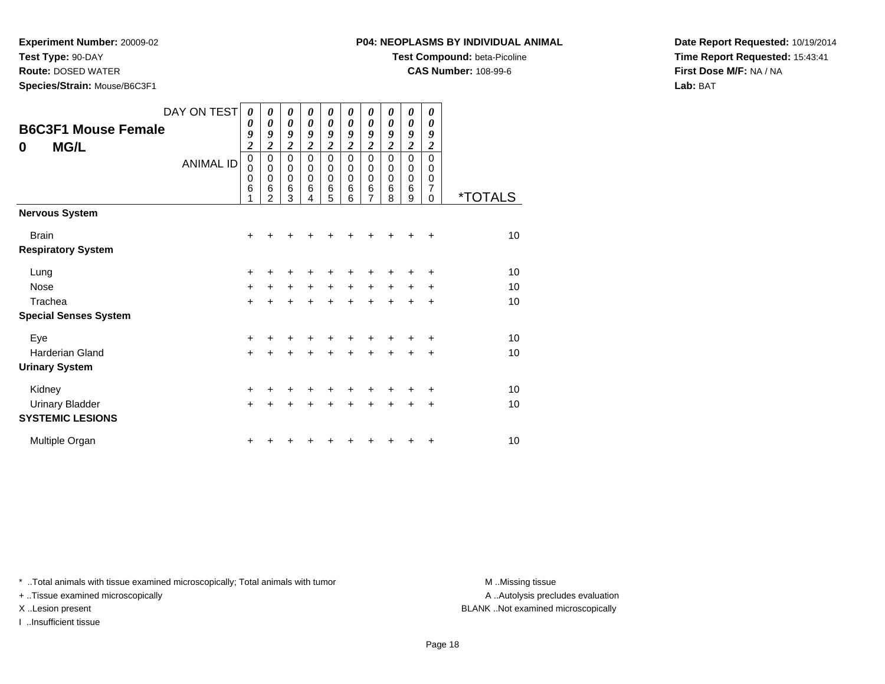**Experiment Number:** 20009-02
**Test Type:** 90-DAY
**Route:** DOSED WATER
**Species/Strain:** Mouse/B6C3F1

**P04: NEOPLASMS BY INDIVIDUAL ANIMAL**
**Test Compound:** beta-Picoline
**CAS Number:** 108-99-6

**Date Report Requested:** 10/19/2014
**Time Report Requested:** 15:43:41
**First Dose M/F:** NA / NA
**Lab:** BAT

## B6C3F1 Mouse Female
## 0 MG/L

| DAY ON TEST | 0092 | 0092 | 0092 | 0092 | 0092 | 0092 | 0092 | 0092 | 0092 | 0092 | |
|---|---|---|---|---|---|---|---|---|---|---|---|
| **ANIMAL ID** | 00061 | 00062 | 00063 | 00064 | 00065 | 00066 | 00067 | 00068 | 00069 | 00070 | ***TOTALS** |
| **Nervous System** | | | | | | | | | | | |
| Brain | + | + | + | + | + | + | + | + | + | + | 10 |
| **Respiratory System** | | | | | | | | | | | |
| Lung | + | + | + | + | + | + | + | + | + | + | 10 |
| Nose | + | + | + | + | + | + | + | + | + | + | 10 |
| Trachea | + | + | + | + | + | + | + | + | + | + | 10 |
| **Special Senses System** | | | | | | | | | | | |
| Eye | + | + | + | + | + | + | + | + | + | + | 10 |
| Harderian Gland | + | + | + | + | + | + | + | + | + | + | 10 |
| **Urinary System** | | | | | | | | | | | |
| Kidney | + | + | + | + | + | + | + | + | + | + | 10 |
| Urinary Bladder | + | + | + | + | + | + | + | + | + | + | 10 |
| **SYSTEMIC LESIONS** | | | | | | | | | | | |
| Multiple Organ | + | + | + | + | + | + | + | + | + | + | 10 |

* ..Total animals with tissue examined microscopically; Total animals with tumor
+ ..Tissue examined microscopically
X ..Lesion present
I ..Insufficient tissue

M ..Missing tissue
A ..Autolysis precludes evaluation
BLANK ..Not examined microscopically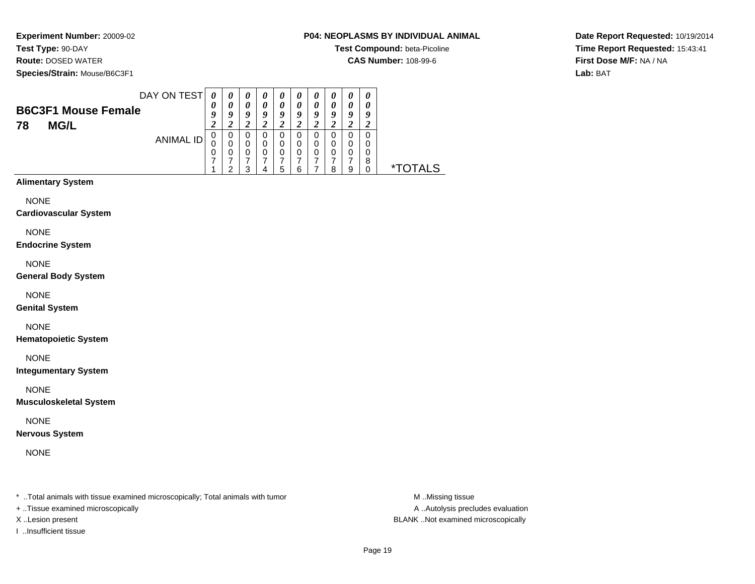**Experiment Number:** 20009-02
**Test Type:** 90-DAY
**Route:** DOSED WATER
**Species/Strain:** Mouse/B6C3F1

**P04: NEOPLASMS BY INDIVIDUAL ANIMAL**
**Test Compound:** beta-Picoline
**CAS Number:** 108-99-6

**Date Report Requested:** 10/19/2014
**Time Report Requested:** 15:43:41
**First Dose M/F:** NA / NA
**Lab:** BAT

## B6C3F1 Mouse Female
## 78 MG/L

| DAY ON TEST | 0092 | 0092 | 0092 | 0092 | 0092 | 0092 | 0092 | 0092 | 0092 | 0092 | |
|---|---|---|---|---|---|---|---|---|---|---|---|
| ANIMAL ID | 00071 | 00072 | 00073 | 00074 | 00075 | 00076 | 00077 | 00078 | 00079 | 00080 | *TOTALS |

**Alimentary System**

NONE

**Cardiovascular System**

NONE

**Endocrine System**

NONE

**General Body System**

NONE

**Genital System**

NONE

**Hematopoietic System**

NONE

**Integumentary System**

NONE

**Musculoskeletal System**

NONE

**Nervous System**

NONE

* ..Total animals with tissue examined microscopically; Total animals with tumor
+ ..Tissue examined microscopically
X ..Lesion present
I ..Insufficient tissue

M ..Missing tissue
A ..Autolysis precludes evaluation
BLANK ..Not examined microscopically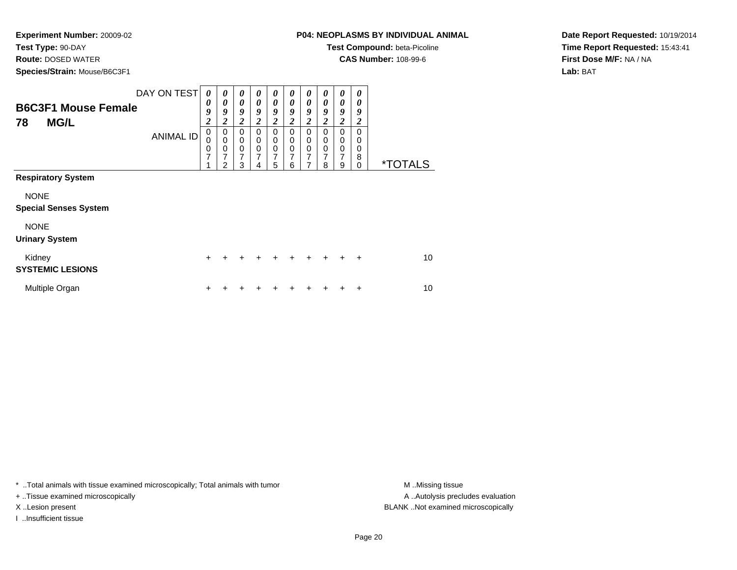**Experiment Number:** 20009-02
**Test Type:** 90-DAY
**Route:** DOSED WATER
**Species/Strain:** Mouse/B6C3F1

**P04: NEOPLASMS BY INDIVIDUAL ANIMAL**
**Test Compound:** beta-Picoline
**CAS Number:** 108-99-6

**Date Report Requested:** 10/19/2014
**Time Report Requested:** 15:43:41
**First Dose M/F:** NA / NA
**Lab:** BAT

**B6C3F1 Mouse Female**
**78 MG/L**

| DAY ON TEST | 0092 | 0092 | 0092 | 0092 | 0092 | 0092 | 0092 | 0092 | 0092 | 0092 | |
|---|---|---|---|---|---|---|---|---|---|---|---|
| ANIMAL ID | 00071 | 00072 | 00073 | 00074 | 00075 | 00076 | 00077 | 00078 | 00079 | 00080 | *TOTALS |
| **Respiratory System** | | | | | | | | | | | |
| NONE | | | | | | | | | | | |
| **Special Senses System** | | | | | | | | | | | |
| NONE | | | | | | | | | | | |
| **Urinary System** | | | | | | | | | | | |
| Kidney | + | + | + | + | + | + | + | + | + | + | 10 |
| **SYSTEMIC LESIONS** | | | | | | | | | | | |
| Multiple Organ | + | + | + | + | + | + | + | + | + | + | 10 |

* ..Total animals with tissue examined microscopically; Total animals with tumor
+ ..Tissue examined microscopically
X ..Lesion present
I ..Insufficient tissue

M ..Missing tissue
A ..Autolysis precludes evaluation
BLANK ..Not examined microscopically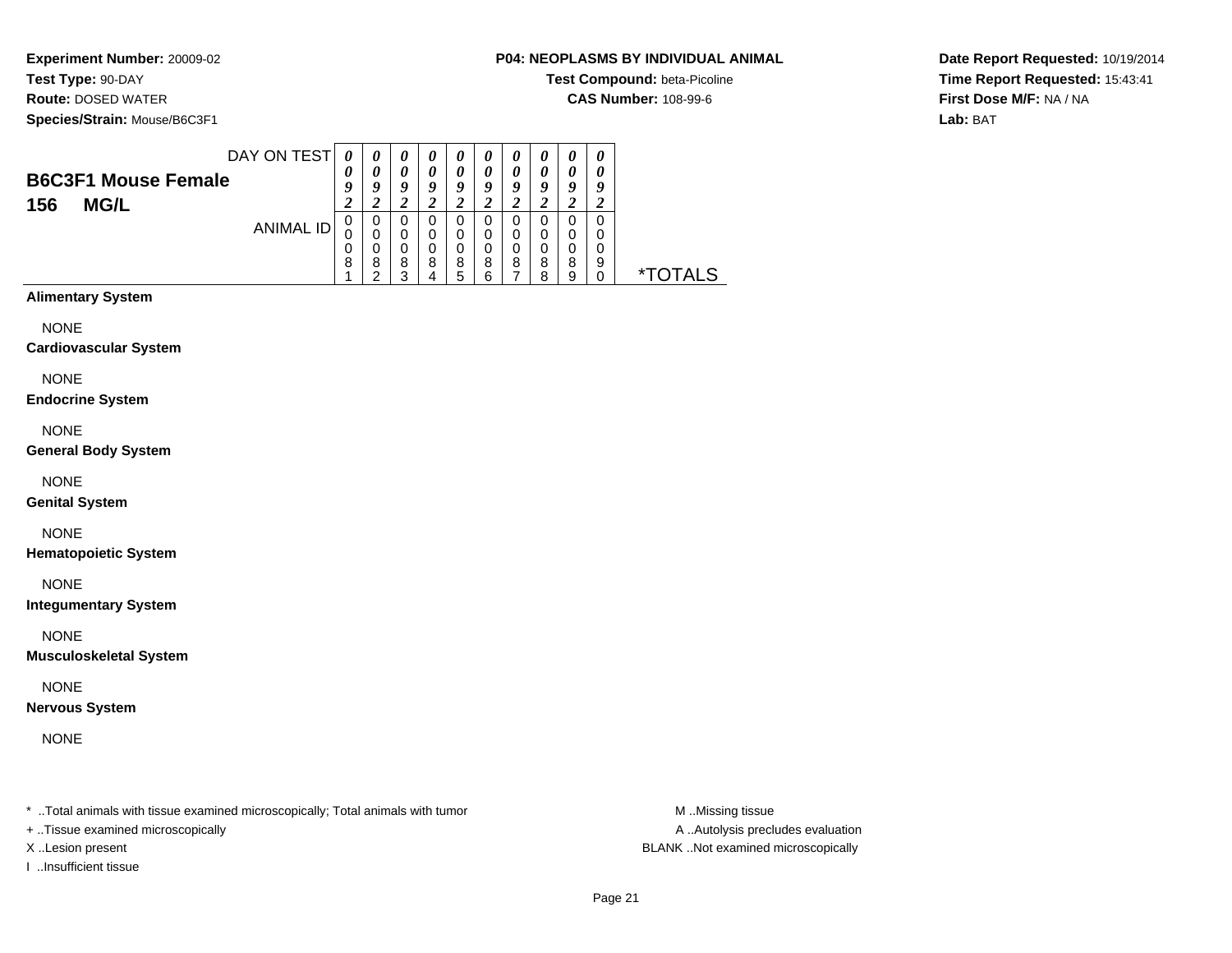**Experiment Number:** 20009-02
**Test Type:** 90-DAY
**Route:** DOSED WATER
**Species/Strain:** Mouse/B6C3F1

**P04: NEOPLASMS BY INDIVIDUAL ANIMAL**
**Test Compound:** beta-Picoline
**CAS Number:** 108-99-6

**Date Report Requested:** 10/19/2014
**Time Report Requested:** 15:43:41
**First Dose M/F:** NA / NA
**Lab:** BAT

| B6C3F1 Mouse Female 156 MG/L | | | | | | | | | | | |
|---|---|---|---|---|---|---|---|---|---|---|---|
| DAY ON TEST | 0092 | 0092 | 0092 | 0092 | 0092 | 0092 | 0092 | 0092 | 0092 | 0092 | |
| ANIMAL ID | 00081 | 00082 | 00083 | 00084 | 00085 | 00086 | 00087 | 00088 | 00089 | 00090 | *TOTALS |

**Alimentary System**

NONE

**Cardiovascular System**

NONE

**Endocrine System**

NONE

**General Body System**

NONE

**Genital System**

NONE

**Hematopoietic System**

NONE

**Integumentary System**

NONE

**Musculoskeletal System**

NONE

**Nervous System**

NONE

* ..Total animals with tissue examined microscopically; Total animals with tumor
+ ..Tissue examined microscopically
X ..Lesion present
I ..Insufficient tissue

M ..Missing tissue
A ..Autolysis precludes evaluation
BLANK ..Not examined microscopically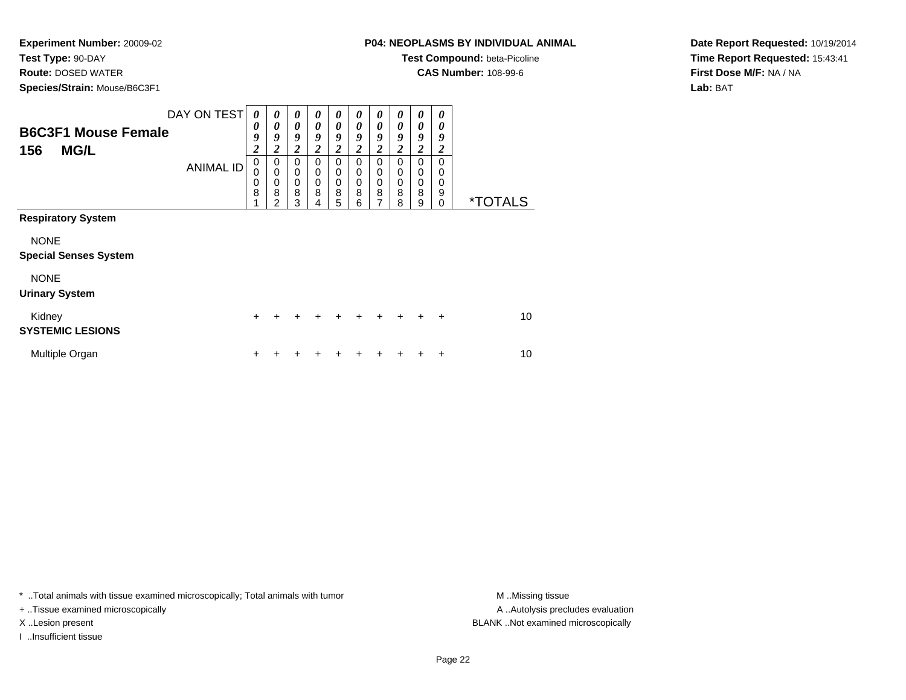**Experiment Number:** 20009-02
**Test Type:** 90-DAY
**Route:** DOSED WATER
**Species/Strain:** Mouse/B6C3F1

**P04: NEOPLASMS BY INDIVIDUAL ANIMAL**
**Test Compound:** beta-Picoline
**CAS Number:** 108-99-6

**Date Report Requested:** 10/19/2014
**Time Report Requested:** 15:43:41
**First Dose M/F:** NA / NA
**Lab:** BAT

| **B6C3F1 Mouse Female** **156 MG/L** DAY ON TEST | 0092 | 0092 | 0092 | 0092 | 0092 | 0092 | 0092 | 0092 | 0092 | 0092 | |
|---|---|---|---|---|---|---|---|---|---|---|---|
| ANIMAL ID | 00081 | 00082 | 00083 | 00084 | 00085 | 00086 | 00087 | 00088 | 00089 | 00090 | *TOTALS |
| **Respiratory System** | | | | | | | | | | | |
| NONE | | | | | | | | | | | |
| **Special Senses System** | | | | | | | | | | | |
| NONE | | | | | | | | | | | |
| **Urinary System** | | | | | | | | | | | |
| Kidney | + | + | + | + | + | + | + | + | + | + | 10 |
| **SYSTEMIC LESIONS** | | | | | | | | | | | |
| Multiple Organ | + | + | + | + | + | + | + | + | + | + | 10 |

* ..Total animals with tissue examined microscopically; Total animals with tumor
+ ..Tissue examined microscopically
X ..Lesion present
I ..Insufficient tissue

M ..Missing tissue
A ..Autolysis precludes evaluation
BLANK ..Not examined microscopically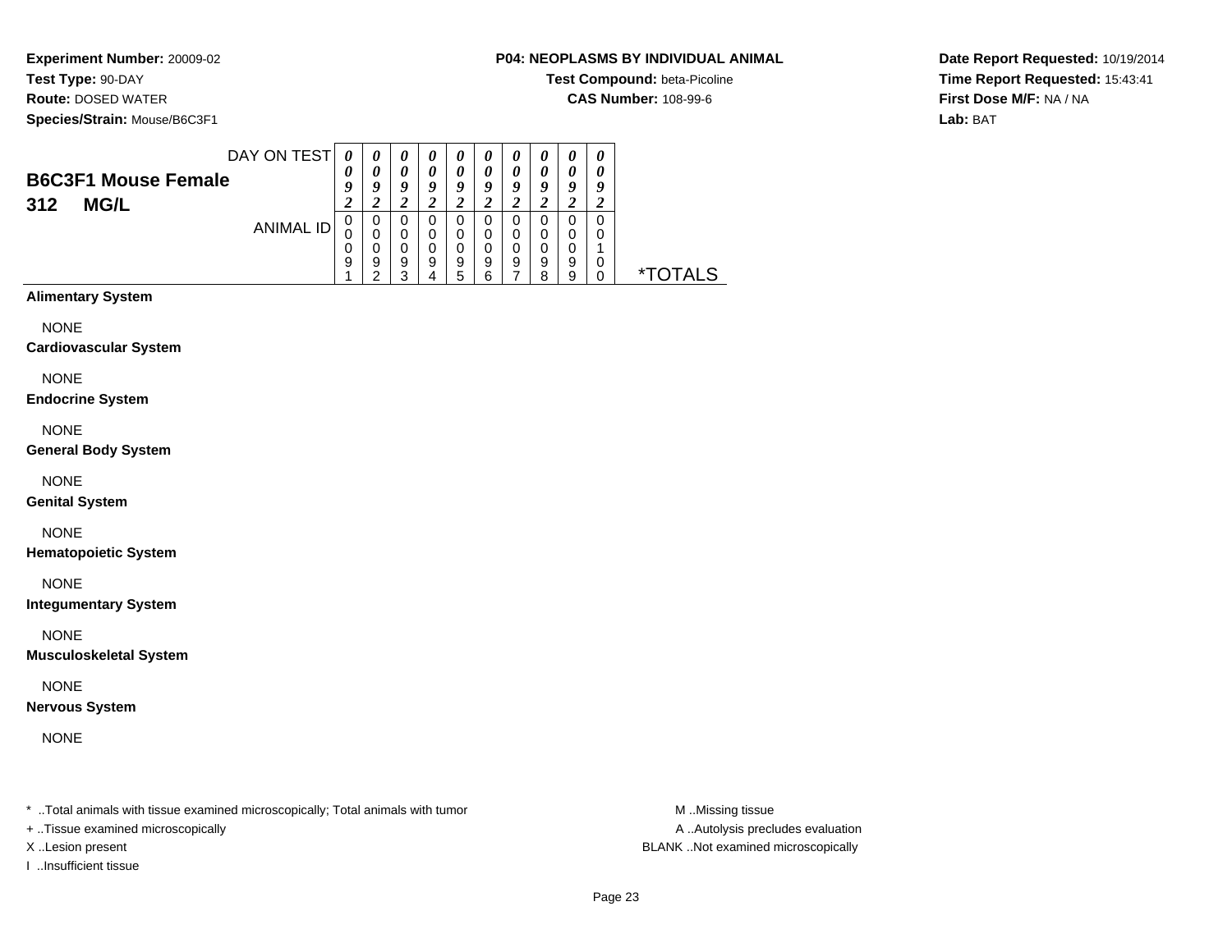**Experiment Number:** 20009-02
**Test Type:** 90-DAY
**Route:** DOSED WATER
**Species/Strain:** Mouse/B6C3F1

**P04: NEOPLASMS BY INDIVIDUAL ANIMAL**
**Test Compound:** beta-Picoline
**CAS Number:** 108-99-6

**Date Report Requested:** 10/19/2014
**Time Report Requested:** 15:43:41
**First Dose M/F:** NA / NA
**Lab:** BAT

## B6C3F1 Mouse Female
## 312 MG/L

| DAY ON TEST | 0092 | 0092 | 0092 | 0092 | 0092 | 0092 | 0092 | 0092 | 0092 | 0092 | |
|---|---|---|---|---|---|---|---|---|---|---|---|
| ANIMAL ID | 00091 | 00092 | 00093 | 00094 | 00095 | 00096 | 00097 | 00098 | 00099 | 00100 | *TOTALS |

**Alimentary System**

NONE

**Cardiovascular System**

NONE

**Endocrine System**

NONE

**General Body System**

NONE

**Genital System**

NONE

**Hematopoietic System**

NONE

**Integumentary System**

NONE

**Musculoskeletal System**

NONE

**Nervous System**

NONE

* ..Total animals with tissue examined microscopically; Total animals with tumor
+ ..Tissue examined microscopically
X ..Lesion present
I ..Insufficient tissue

M ..Missing tissue
A ..Autolysis precludes evaluation
BLANK ..Not examined microscopically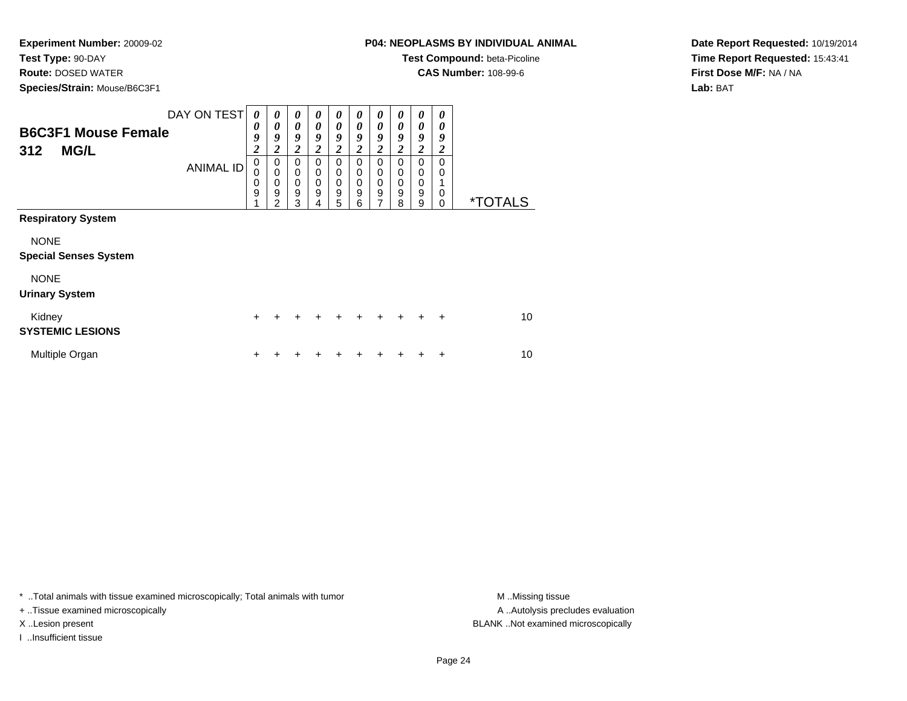**Experiment Number:** 20009-02
**Test Type:** 90-DAY
**Route:** DOSED WATER
**Species/Strain:** Mouse/B6C3F1

**P04: NEOPLASMS BY INDIVIDUAL ANIMAL**
**Test Compound:** beta-Picoline
**CAS Number:** 108-99-6

**Date Report Requested:** 10/19/2014
**Time Report Requested:** 15:43:41
**First Dose M/F:** NA / NA
**Lab:** BAT

**B6C3F1 Mouse Female**
**312 MG/L**

| DAY ON TEST | 0092 | 0092 | 0092 | 0092 | 0092 | 0092 | 0092 | 0092 | 0092 | 0092 | |
|---|---|---|---|---|---|---|---|---|---|---|---|
| ANIMAL ID | 00091 | 00092 | 00093 | 00094 | 00095 | 00096 | 00097 | 00098 | 00099 | 00100 | *TOTALS |
| **Respiratory System** | | | | | | | | | | | |
| NONE | | | | | | | | | | | |
| **Special Senses System** | | | | | | | | | | | |
| NONE | | | | | | | | | | | |
| **Urinary System** | | | | | | | | | | | |
| Kidney | + | + | + | + | + | + | + | + | + | + | 10 |
| **SYSTEMIC LESIONS** | | | | | | | | | | | |
| Multiple Organ | + | + | + | + | + | + | + | + | + | + | 10 |

* ..Total animals with tissue examined microscopically; Total animals with tumor
+ ..Tissue examined microscopically
X ..Lesion present
I ..Insufficient tissue

M ..Missing tissue
A ..Autolysis precludes evaluation
BLANK ..Not examined microscopically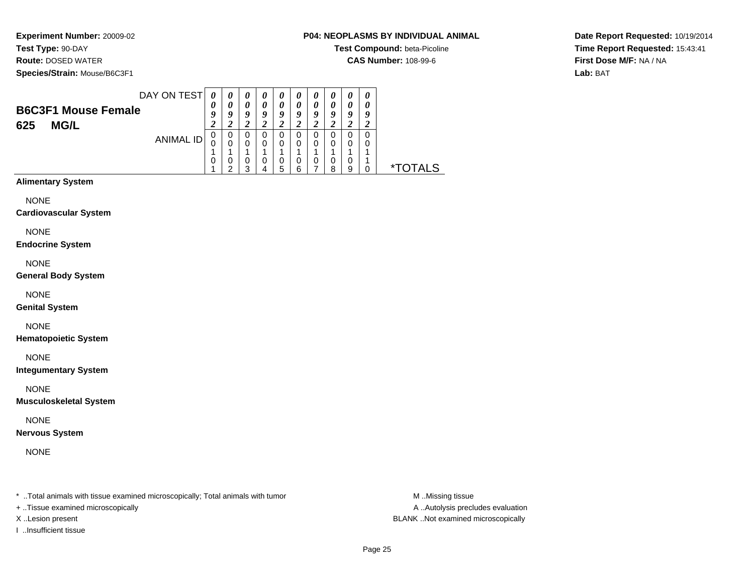**Experiment Number:** 20009-02
**Test Type:** 90-DAY
**Route:** DOSED WATER
**Species/Strain:** Mouse/B6C3F1

**P04: NEOPLASMS BY INDIVIDUAL ANIMAL**
**Test Compound:** beta-Picoline
**CAS Number:** 108-99-6

**Date Report Requested:** 10/19/2014
**Time Report Requested:** 15:43:41
**First Dose M/F:** NA / NA
**Lab:** BAT

## B6C3F1 Mouse Female 625 MG/L

| DAY ON TEST | 0092 | 0092 | 0092 | 0092 | 0092 | 0092 | 0092 | 0092 | 0092 | 0092 | |
|---|---|---|---|---|---|---|---|---|---|---|---|
| ANIMAL ID | 00101 | 00102 | 00103 | 00104 | 00105 | 00106 | 00107 | 00108 | 00109 | 00110 | *TOTALS |
| **Alimentary System** | | | | | | | | | | | |
| NONE | | | | | | | | | | | |
| **Cardiovascular System** | | | | | | | | | | | |
| NONE | | | | | | | | | | | |
| **Endocrine System** | | | | | | | | | | | |
| NONE | | | | | | | | | | | |
| **General Body System** | | | | | | | | | | | |
| NONE | | | | | | | | | | | |
| **Genital System** | | | | | | | | | | | |
| NONE | | | | | | | | | | | |
| **Hematopoietic System** | | | | | | | | | | | |
| NONE | | | | | | | | | | | |
| **Integumentary System** | | | | | | | | | | | |
| NONE | | | | | | | | | | | |
| **Musculoskeletal System** | | | | | | | | | | | |
| NONE | | | | | | | | | | | |
| **Nervous System** | | | | | | | | | | | |
| NONE | | | | | | | | | | | |

* ..Total animals with tissue examined microscopically; Total animals with tumor
+ ..Tissue examined microscopically
X ..Lesion present
I ..Insufficient tissue

M ..Missing tissue
A ..Autolysis precludes evaluation
BLANK ..Not examined microscopically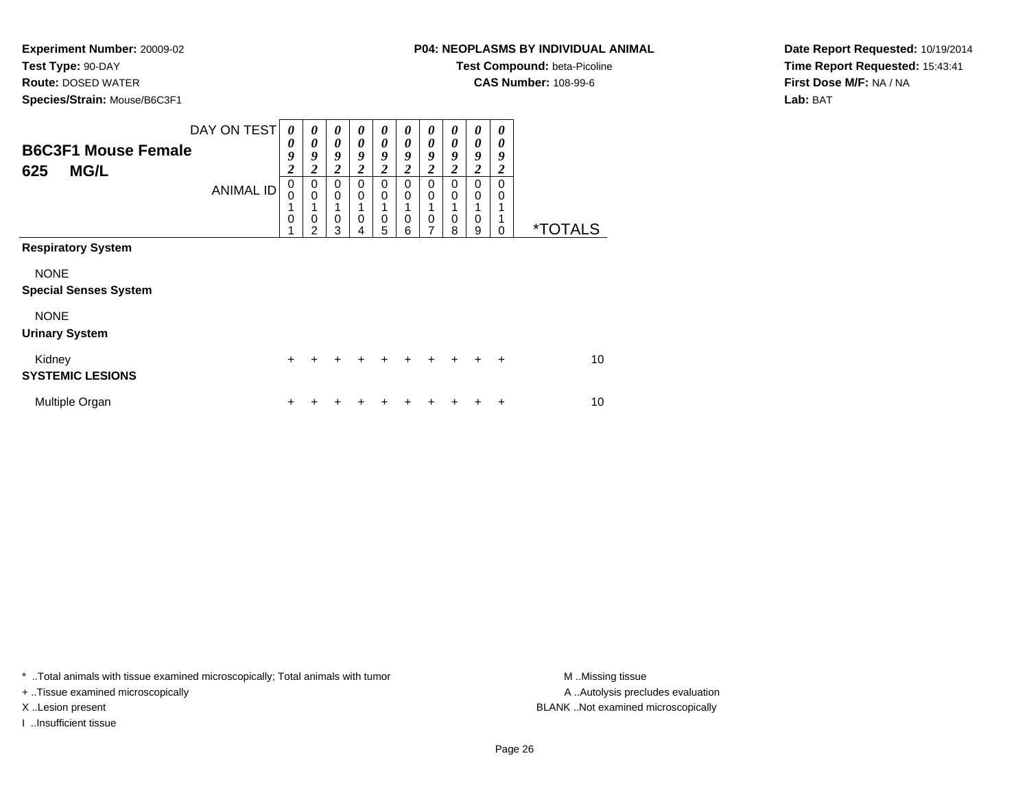**Experiment Number:** 20009-02
**Test Type:** 90-DAY
**Route:** DOSED WATER
**Species/Strain:** Mouse/B6C3F1

**P04: NEOPLASMS BY INDIVIDUAL ANIMAL**
**Test Compound:** beta-Picoline
**CAS Number:** 108-99-6

**Date Report Requested:** 10/19/2014
**Time Report Requested:** 15:43:41
**First Dose M/F:** NA / NA
**Lab:** BAT

## B6C3F1 Mouse Female
## 625 MG/L

| DAY ON TEST | 0092 | 0092 | 0092 | 0092 | 0092 | 0092 | 0092 | 0092 | 0092 | 0092 | |
|---|---|---|---|---|---|---|---|---|---|---|---|
| ANIMAL ID | 00101 | 00102 | 00103 | 00104 | 00105 | 00106 | 00107 | 00108 | 00109 | 00110 | *TOTALS |
| **Respiratory System** | | | | | | | | | | | |
| NONE | | | | | | | | | | | |
| **Special Senses System** | | | | | | | | | | | |
| NONE | | | | | | | | | | | |
| **Urinary System** | | | | | | | | | | | |
| Kidney | + | + | + | + | + | + | + | + | + | + | 10 |
| **SYSTEMIC LESIONS** | | | | | | | | | | | |
| Multiple Organ | + | + | + | + | + | + | + | + | + | + | 10 |

* ..Total animals with tissue examined microscopically; Total animals with tumor
+ ..Tissue examined microscopically
X ..Lesion present
I ..Insufficient tissue

M ..Missing tissue
A ..Autolysis precludes evaluation
BLANK ..Not examined microscopically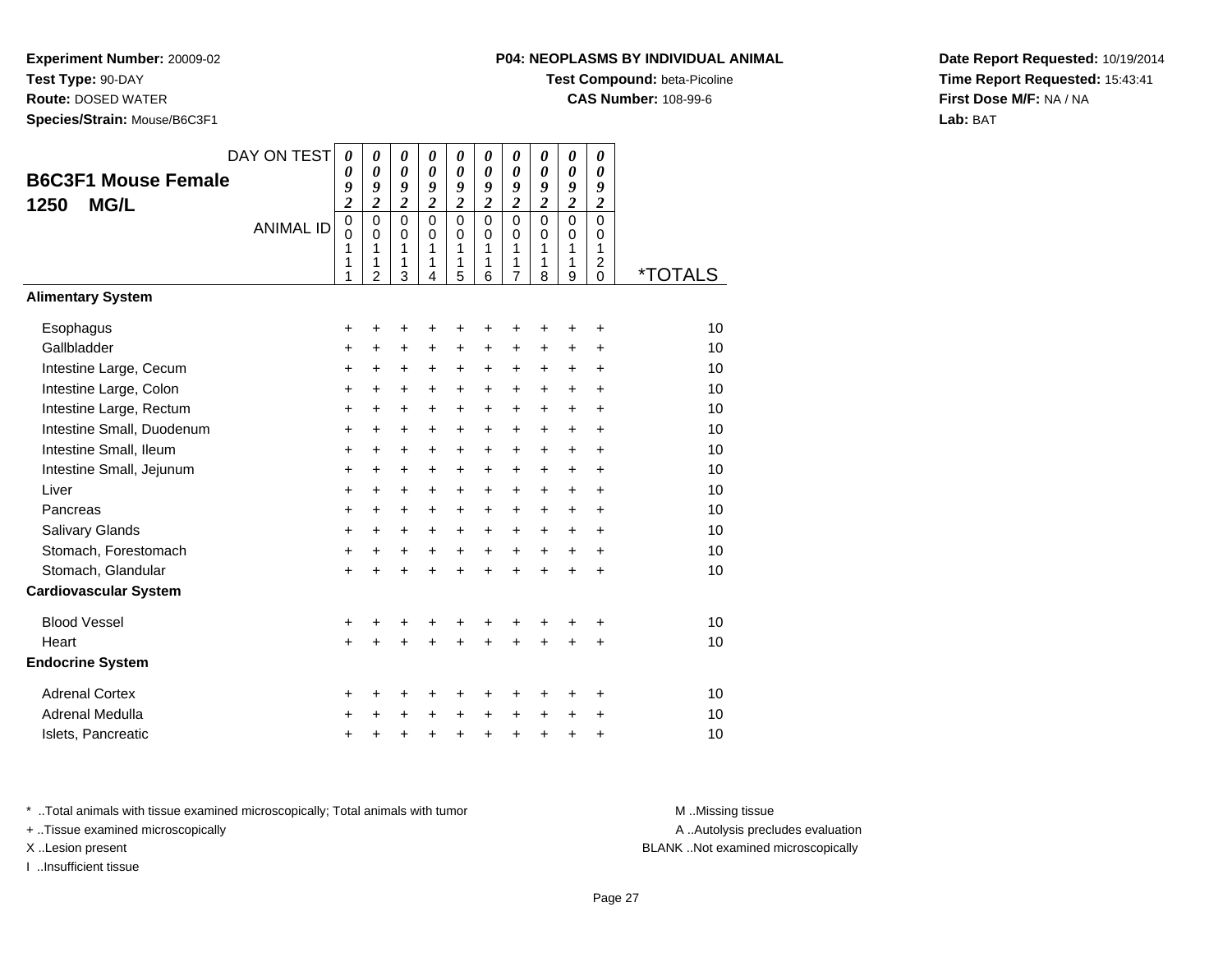**Experiment Number:** 20009-02
**Test Type:** 90-DAY
**Route:** DOSED WATER
**Species/Strain:** Mouse/B6C3F1

**P04: NEOPLASMS BY INDIVIDUAL ANIMAL**
**Test Compound:** beta-Picoline
**CAS Number:** 108-99-6

**Date Report Requested:** 10/19/2014
**Time Report Requested:** 15:43:41
**First Dose M/F:** NA / NA
**Lab:** BAT

## B6C3F1 Mouse Female 1250 MG/L

| DAY ON TEST | 0092 | 0092 | 0092 | 0092 | 0092 | 0092 | 0092 | 0092 | 0092 | 0092 | |
|---|---|---|---|---|---|---|---|---|---|---|---|
| **ANIMAL ID** | 00111 | 00112 | 00113 | 00114 | 00115 | 00116 | 00117 | 00118 | 00119 | 00120 | ***TOTALS** |
| **Alimentary System** | | | | | | | | | | | |
| Esophagus | + | + | + | + | + | + | + | + | + | + | 10 |
| Gallbladder | + | + | + | + | + | + | + | + | + | + | 10 |
| Intestine Large, Cecum | + | + | + | + | + | + | + | + | + | + | 10 |
| Intestine Large, Colon | + | + | + | + | + | + | + | + | + | + | 10 |
| Intestine Large, Rectum | + | + | + | + | + | + | + | + | + | + | 10 |
| Intestine Small, Duodenum | + | + | + | + | + | + | + | + | + | + | 10 |
| Intestine Small, Ileum | + | + | + | + | + | + | + | + | + | + | 10 |
| Intestine Small, Jejunum | + | + | + | + | + | + | + | + | + | + | 10 |
| Liver | + | + | + | + | + | + | + | + | + | + | 10 |
| Pancreas | + | + | + | + | + | + | + | + | + | + | 10 |
| Salivary Glands | + | + | + | + | + | + | + | + | + | + | 10 |
| Stomach, Forestomach | + | + | + | + | + | + | + | + | + | + | 10 |
| Stomach, Glandular | + | + | + | + | + | + | + | + | + | + | 10 |
| **Cardiovascular System** | | | | | | | | | | | |
| Blood Vessel | + | + | + | + | + | + | + | + | + | + | 10 |
| Heart | + | + | + | + | + | + | + | + | + | + | 10 |
| **Endocrine System** | | | | | | | | | | | |
| Adrenal Cortex | + | + | + | + | + | + | + | + | + | + | 10 |
| Adrenal Medulla | + | + | + | + | + | + | + | + | + | + | 10 |
| Islets, Pancreatic | + | + | + | + | + | + | + | + | + | + | 10 |

* ..Total animals with tissue examined microscopically; Total animals with tumor
+ ..Tissue examined microscopically
X ..Lesion present
I ..Insufficient tissue

M ..Missing tissue
A ..Autolysis precludes evaluation
BLANK ..Not examined microscopically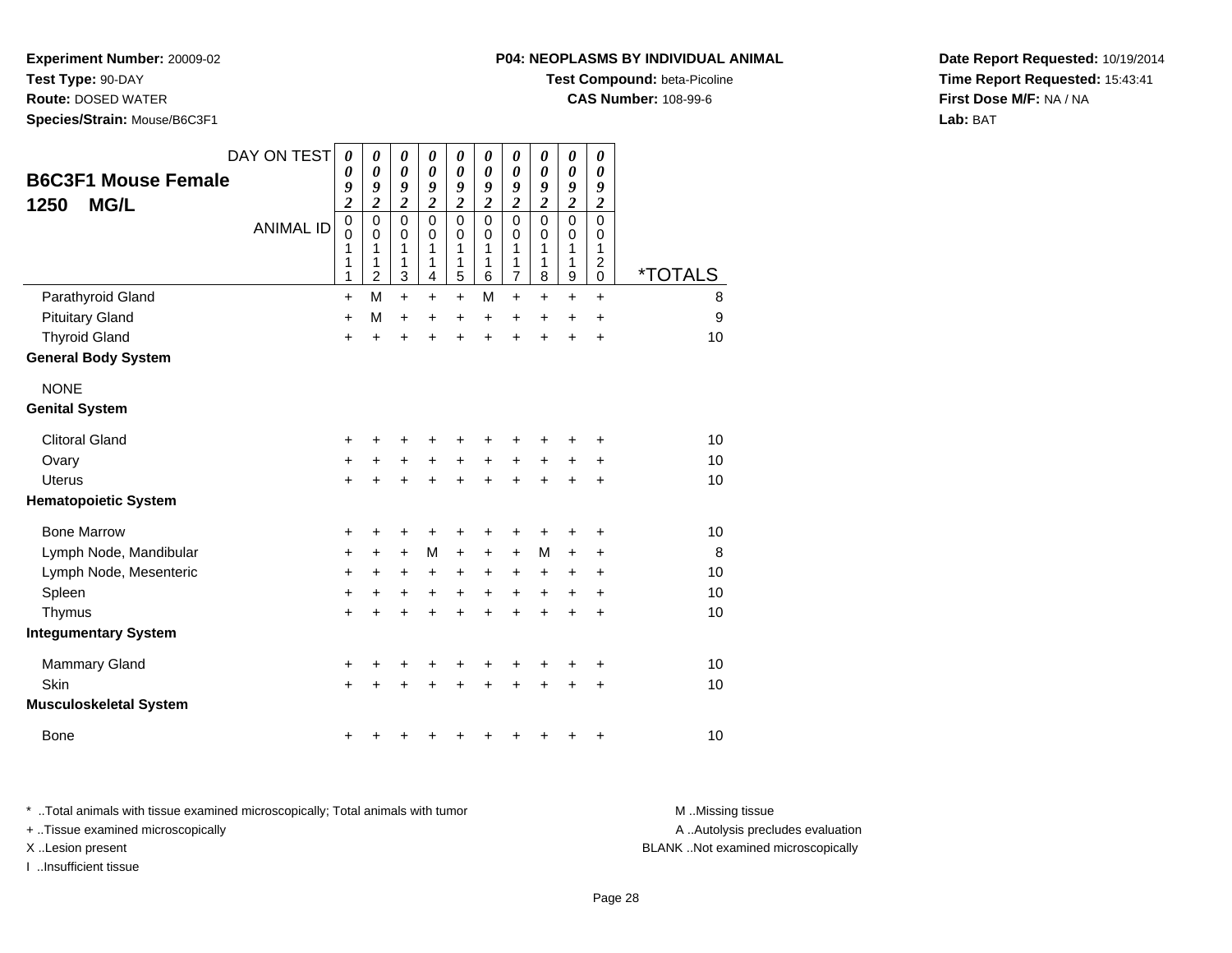**Experiment Number:** 20009-02
**Test Type:** 90-DAY
**Route:** DOSED WATER
**Species/Strain:** Mouse/B6C3F1

**P04: NEOPLASMS BY INDIVIDUAL ANIMAL**
**Test Compound:** beta-Picoline
**CAS Number:** 108-99-6

**Date Report Requested:** 10/19/2014
**Time Report Requested:** 15:43:41
**First Dose M/F:** NA / NA
**Lab:** BAT

## B6C3F1 Mouse Female 1250 MG/L

| DAY ON TEST | 0092 | 0092 | 0092 | 0092 | 0092 | 0092 | 0092 | 0092 | 0092 | 0092 | |
|---|---|---|---|---|---|---|---|---|---|---|---|
| ANIMAL ID | 00111 | 00112 | 00113 | 00114 | 00115 | 00116 | 00117 | 00118 | 00119 | 00120 | *TOTALS |
| Parathyroid Gland | + | M | + | + | + | M | + | + | + | + | 8 |
| Pituitary Gland | + | M | + | + | + | + | + | + | + | + | 9 |
| Thyroid Gland | + | + | + | + | + | + | + | + | + | + | 10 |
| **General Body System** | | | | | | | | | | | |
| NONE | | | | | | | | | | | |
| **Genital System** | | | | | | | | | | | |
| Clitoral Gland | + | + | + | + | + | + | + | + | + | + | 10 |
| Ovary | + | + | + | + | + | + | + | + | + | + | 10 |
| Uterus | + | + | + | + | + | + | + | + | + | + | 10 |
| **Hematopoietic System** | | | | | | | | | | | |
| Bone Marrow | + | + | + | + | + | + | + | + | + | + | 10 |
| Lymph Node, Mandibular | + | + | + | M | + | + | + | M | + | + | 8 |
| Lymph Node, Mesenteric | + | + | + | + | + | + | + | + | + | + | 10 |
| Spleen | + | + | + | + | + | + | + | + | + | + | 10 |
| Thymus | + | + | + | + | + | + | + | + | + | + | 10 |
| **Integumentary System** | | | | | | | | | | | |
| Mammary Gland | + | + | + | + | + | + | + | + | + | + | 10 |
| Skin | + | + | + | + | + | + | + | + | + | + | 10 |
| **Musculoskeletal System** | | | | | | | | | | | |
| Bone | + | + | + | + | + | + | + | + | + | + | 10 |

* ..Total animals with tissue examined microscopically; Total animals with tumor
+ ..Tissue examined microscopically
X ..Lesion present
I ..Insufficient tissue

M ..Missing tissue
A ..Autolysis precludes evaluation
BLANK ..Not examined microscopically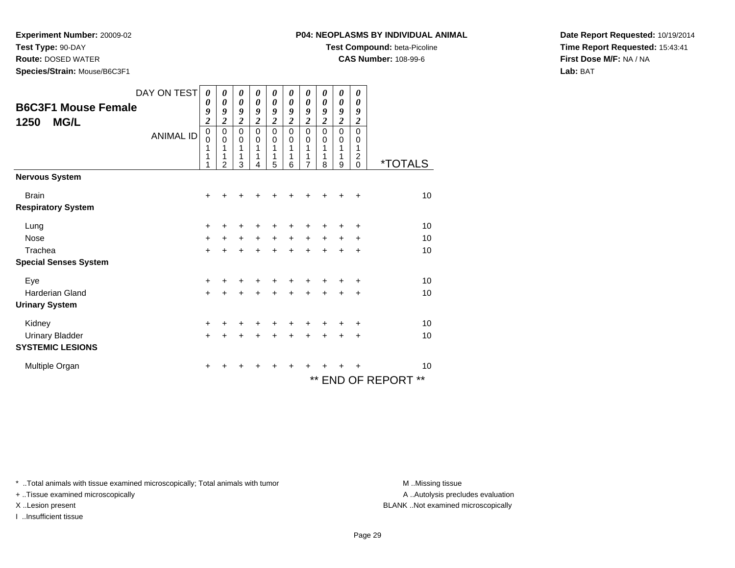**Experiment Number:** 20009-02
**Test Type:** 90-DAY
**Route:** DOSED WATER
**Species/Strain:** Mouse/B6C3F1

**P04: NEOPLASMS BY INDIVIDUAL ANIMAL**
**Test Compound:** beta-Picoline
**CAS Number:** 108-99-6

**Date Report Requested:** 10/19/2014
**Time Report Requested:** 15:43:41
**First Dose M/F:** NA / NA
**Lab:** BAT

## B6C3F1 Mouse Female
## 1250 MG/L

| DAY ON TEST | 0092 | 0092 | 0092 | 0092 | 0092 | 0092 | 0092 | 0092 | 0092 | 0092 | |
|---|---|---|---|---|---|---|---|---|---|---|---|
| ANIMAL ID | 00111 | 00112 | 00113 | 00114 | 00115 | 00116 | 00117 | 00118 | 00119 | 00120 | *TOTALS |
| **Nervous System** | | | | | | | | | | | |
| Brain | + | + | + | + | + | + | + | + | + | + | 10 |
| **Respiratory System** | | | | | | | | | | | |
| Lung | + | + | + | + | + | + | + | + | + | + | 10 |
| Nose | + | + | + | + | + | + | + | + | + | + | 10 |
| Trachea | + | + | + | + | + | + | + | + | + | + | 10 |
| **Special Senses System** | | | | | | | | | | | |
| Eye | + | + | + | + | + | + | + | + | + | + | 10 |
| Harderian Gland | + | + | + | + | + | + | + | + | + | + | 10 |
| **Urinary System** | | | | | | | | | | | |
| Kidney | + | + | + | + | + | + | + | + | + | + | 10 |
| Urinary Bladder | + | + | + | + | + | + | + | + | + | + | 10 |
| **SYSTEMIC LESIONS** | | | | | | | | | | | |
| Multiple Organ | + | + | + | + | + | + | + | + | + | + | 10 |

** END OF REPORT **

* ..Total animals with tissue examined microscopically; Total animals with tumor
+ ..Tissue examined microscopically
X ..Lesion present
I ..Insufficient tissue

M ..Missing tissue
A ..Autolysis precludes evaluation
BLANK ..Not examined microscopically